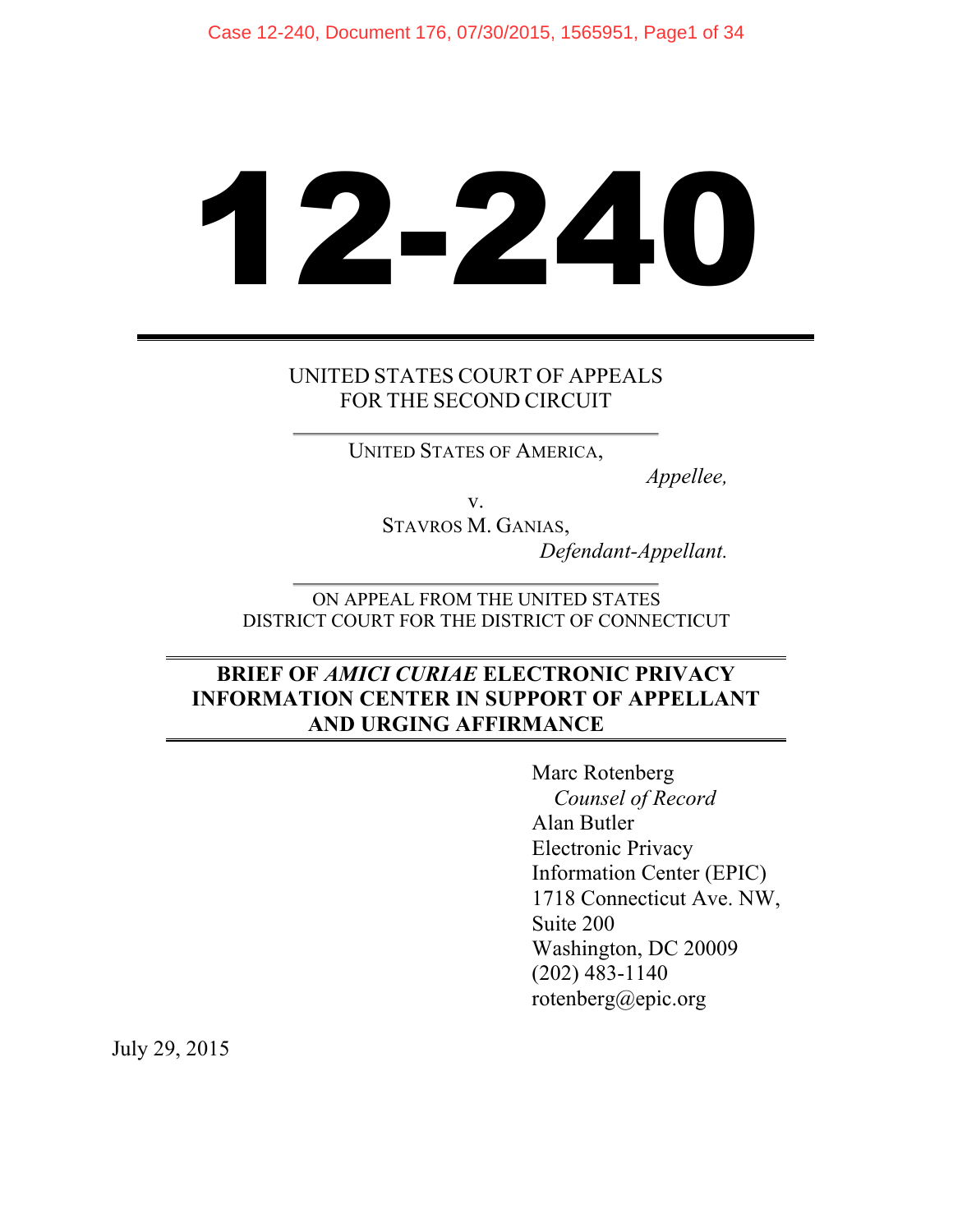# 12-240

UNITED STATES COURT OF APPEALS
FOR THE SECOND CIRCUIT

UNITED STATES OF AMERICA,
*Appellee,*

v.

STAVROS M. GANIAS,
*Defendant-Appellant.*

ON APPEAL FROM THE UNITED STATES
DISTRICT COURT FOR THE DISTRICT OF CONNECTICUT

**BRIEF OF *AMICI CURIAE* ELECTRONIC PRIVACY INFORMATION CENTER IN SUPPORT OF APPELLANT AND URGING AFFIRMANCE**

Marc Rotenberg
*Counsel of Record*
Alan Butler
Electronic Privacy
Information Center (EPIC)
1718 Connecticut Ave. NW,
Suite 200
Washington, DC 20009
(202) 483-1140
rotenberg@epic.org

July 29, 2015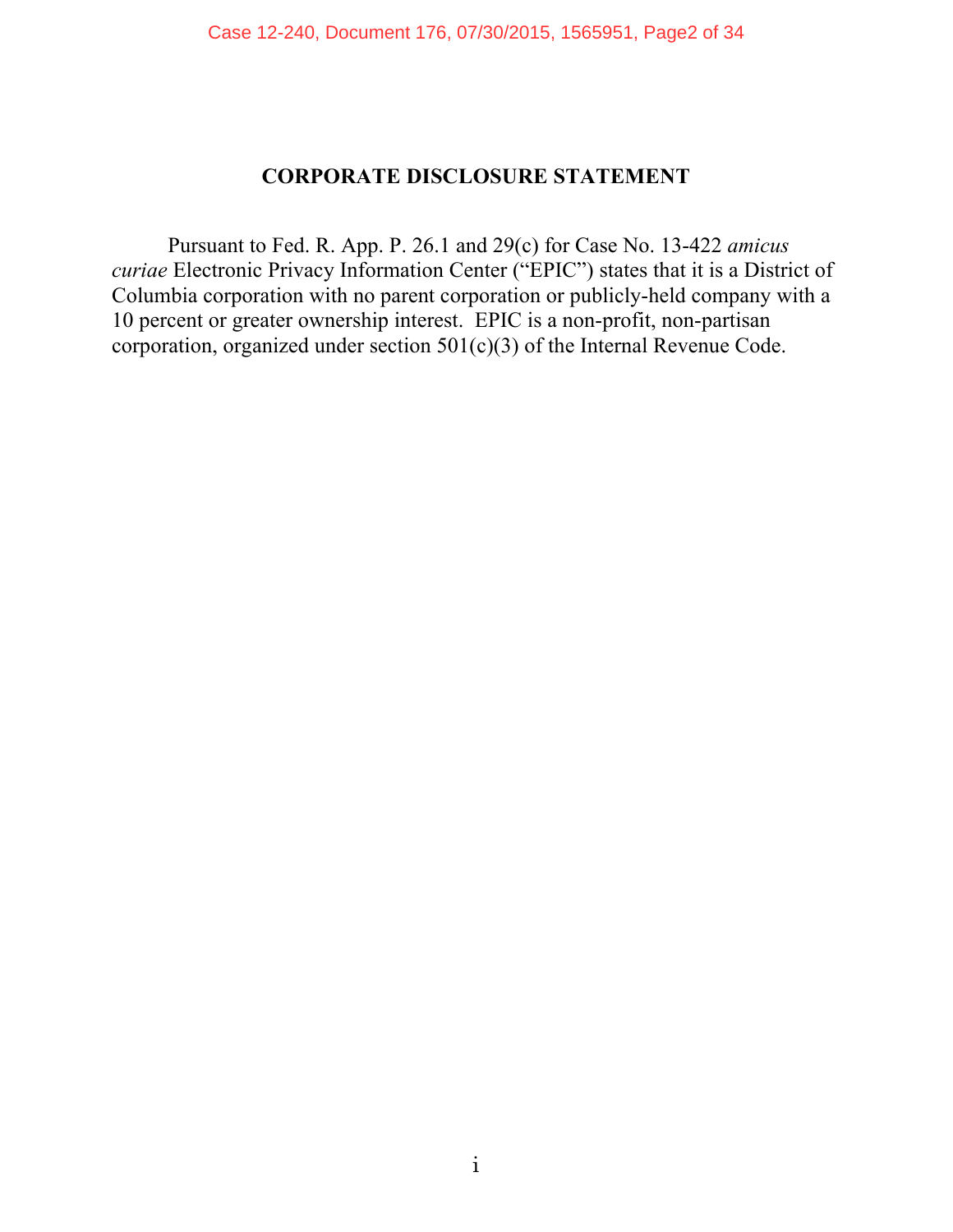## CORPORATE DISCLOSURE STATEMENT

Pursuant to Fed. R. App. P. 26.1 and 29(c) for Case No. 13-422 *amicus curiae* Electronic Privacy Information Center ("EPIC") states that it is a District of Columbia corporation with no parent corporation or publicly-held company with a 10 percent or greater ownership interest. EPIC is a non-profit, non-partisan corporation, organized under section 501(c)(3) of the Internal Revenue Code.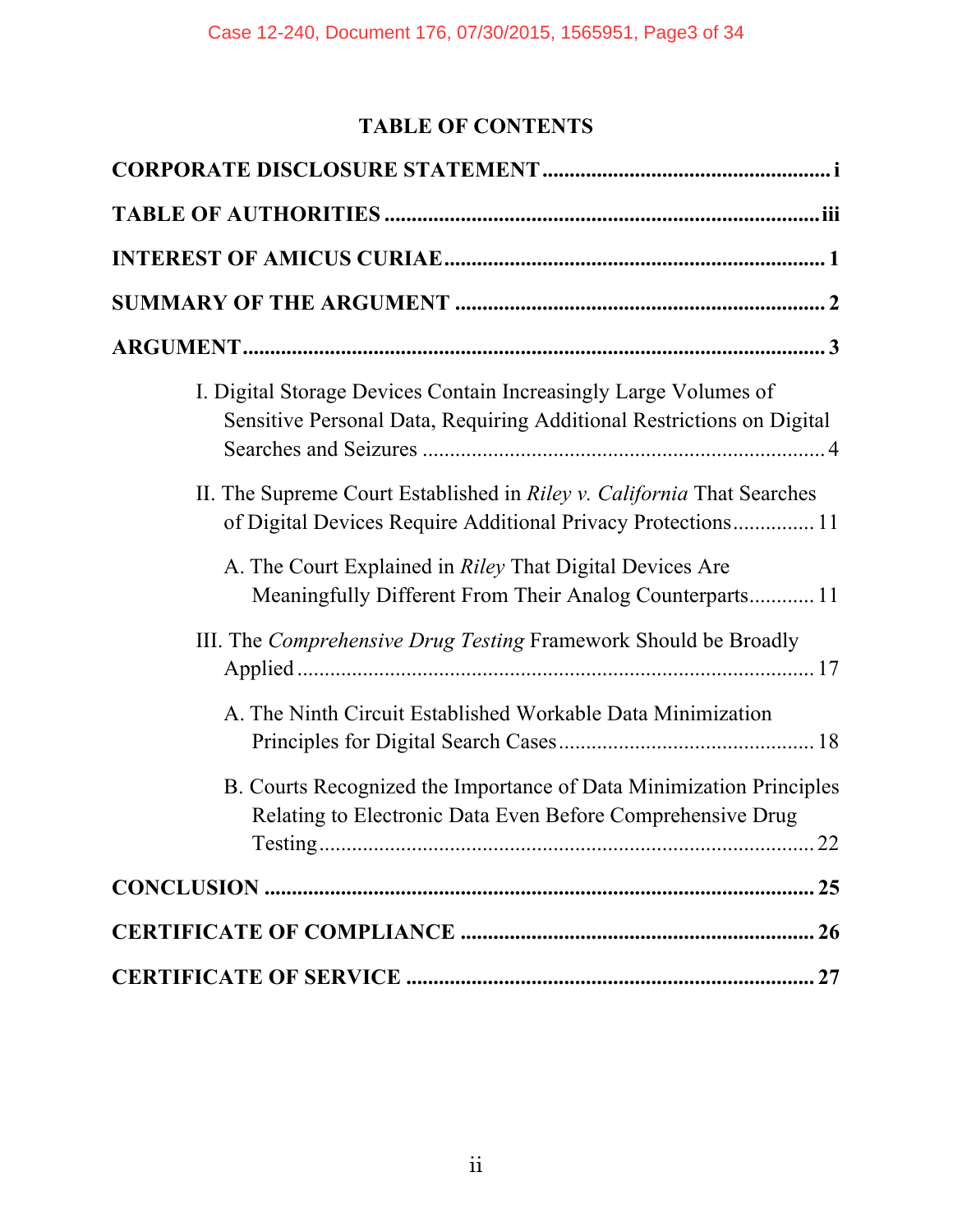## TABLE OF CONTENTS

**CORPORATE DISCLOSURE STATEMENT** .................................................... i

**TABLE OF AUTHORITIES** ................................................................................ iii

**INTEREST OF AMICUS CURIAE** ..................................................................... 1

**SUMMARY OF THE ARGUMENT** .................................................................... 2

**ARGUMENT** ........................................................................................................ 3

I. Digital Storage Devices Contain Increasingly Large Volumes of Sensitive Personal Data, Requiring Additional Restrictions on Digital Searches and Seizures ........................................................................ 4

II. The Supreme Court Established in *Riley v. California* That Searches of Digital Devices Require Additional Privacy Protections............... 11

A. The Court Explained in *Riley* That Digital Devices Are Meaningfully Different From Their Analog Counterparts............ 11

III. The *Comprehensive Drug Testing* Framework Should be Broadly Applied .............................................................................................. 17

A. The Ninth Circuit Established Workable Data Minimization Principles for Digital Search Cases ............................................ 18

B. Courts Recognized the Importance of Data Minimization Principles Relating to Electronic Data Even Before Comprehensive Drug Testing ....................................................................................... 22

**CONCLUSION** .................................................................................................... 25

**CERTIFICATE OF COMPLIANCE** ................................................................. 26

**CERTIFICATE OF SERVICE** ........................................................................... 27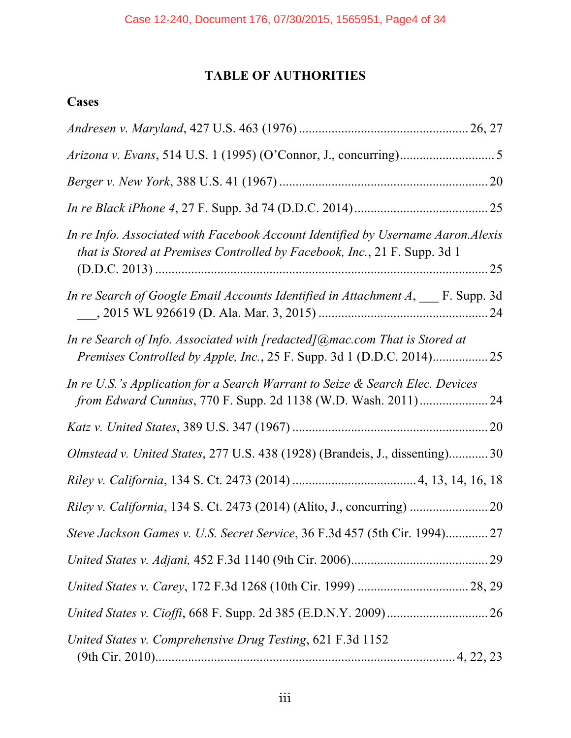# TABLE OF AUTHORITIES

## Cases

*Andresen v. Maryland*, 427 U.S. 463 (1976) .................................................. 26, 27

*Arizona v. Evans*, 514 U.S. 1 (1995) (O'Connor, J., concurring) ............................ 5

*Berger v. New York*, 388 U.S. 41 (1967) ............................................................... 20

*In re Black iPhone 4*, 27 F. Supp. 3d 74 (D.D.C. 2014) ........................................ 25

*In re Info. Associated with Facebook Account Identified by Username Aaron.Alexis that is Stored at Premises Controlled by Facebook, Inc.*, 21 F. Supp. 3d 1 (D.D.C. 2013) .................................................................................................... 25

*In re Search of Google Email Accounts Identified in Attachment A*, ___ F. Supp. 3d ___, 2015 WL 926619 (D. Ala. Mar. 3, 2015) .................................................... 24

*In re Search of Info. Associated with [redacted]@mac.com That is Stored at Premises Controlled by Apple, Inc.*, 25 F. Supp. 3d 1 (D.D.C. 2014)................. 25

*In re U.S.'s Application for a Search Warrant to Seize & Search Elec. Devices from Edward Cunnius*, 770 F. Supp. 2d 1138 (W.D. Wash. 2011) ..................... 24

*Katz v. United States*, 389 U.S. 347 (1967) ........................................................... 20

*Olmstead v. United States*, 277 U.S. 438 (1928) (Brandeis, J., dissenting)............ 30

*Riley v. California*, 134 S. Ct. 2473 (2014) ..................................... 4, 13, 14, 16, 18

*Riley v. California*, 134 S. Ct. 2473 (2014) (Alito, J., concurring) ........................ 20

*Steve Jackson Games v. U.S. Secret Service*, 36 F.3d 457 (5th Cir. 1994)............. 27

*United States v. Adjani,* 452 F.3d 1140 (9th Cir. 2006).......................................... 29

*United States v. Carey*, 172 F.3d 1268 (10th Cir. 1999) ................................. 28, 29

*United States v. Cioffi*, 668 F. Supp. 2d 385 (E.D.N.Y. 2009) ............................... 26

*United States v. Comprehensive Drug Testing*, 621 F.3d 1152 (9th Cir. 2010)........................................................................................... 4, 22, 23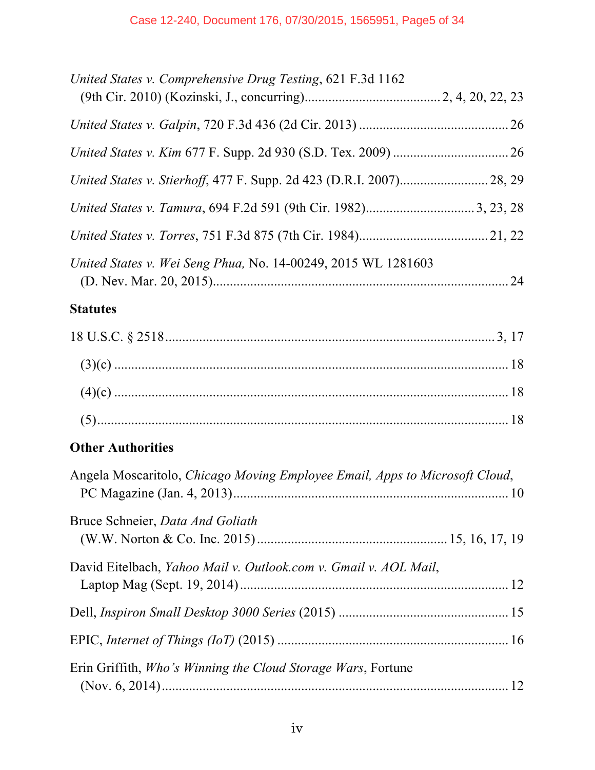*United States v. Comprehensive Drug Testing*, 621 F.3d 1162 (9th Cir. 2010) (Kozinski, J., concurring)........................................2, 4, 20, 22, 23

*United States v. Galpin*, 720 F.3d 436 (2d Cir. 2013) ........................................... 26

*United States v. Kim* 677 F. Supp. 2d 930 (S.D. Tex. 2009) ................................. 26

*United States v. Stierhoff*, 477 F. Supp. 2d 423 (D.R.I. 2007).......................... 28, 29

*United States v. Tamura*, 694 F.2d 591 (9th Cir. 1982)................................ 3, 23, 28

*United States v. Torres*, 751 F.3d 875 (7th Cir. 1984)..................................... 21, 22

*United States v. Wei Seng Phua,* No. 14-00249, 2015 WL 1281603 (D. Nev. Mar. 20, 2015)...................................................................................... 24

**Statutes**

18 U.S.C. § 2518 .................................................................................... 3, 17

(3)(c) .................................................................................................... 18

(4)(c) .................................................................................................... 18

(5)......................................................................................................... 18

**Other Authorities**

Angela Moscaritolo, *Chicago Moving Employee Email, Apps to Microsoft Cloud*, PC Magazine (Jan. 4, 2013)................................................................................. 10

Bruce Schneier, *Data And Goliath* (W.W. Norton & Co. Inc. 2015) ....................................................... 15, 16, 17, 19

David Eitelbach, *Yahoo Mail v. Outlook.com v. Gmail v. AOL Mail*, Laptop Mag (Sept. 19, 2014) .............................................................................. 12

Dell, *Inspiron Small Desktop 3000 Series* (2015) ................................................. 15

EPIC, *Internet of Things (IoT)* (2015) ................................................................... 16

Erin Griffith, *Who's Winning the Cloud Storage Wars*, Fortune (Nov. 6, 2014)...................................................................................... 12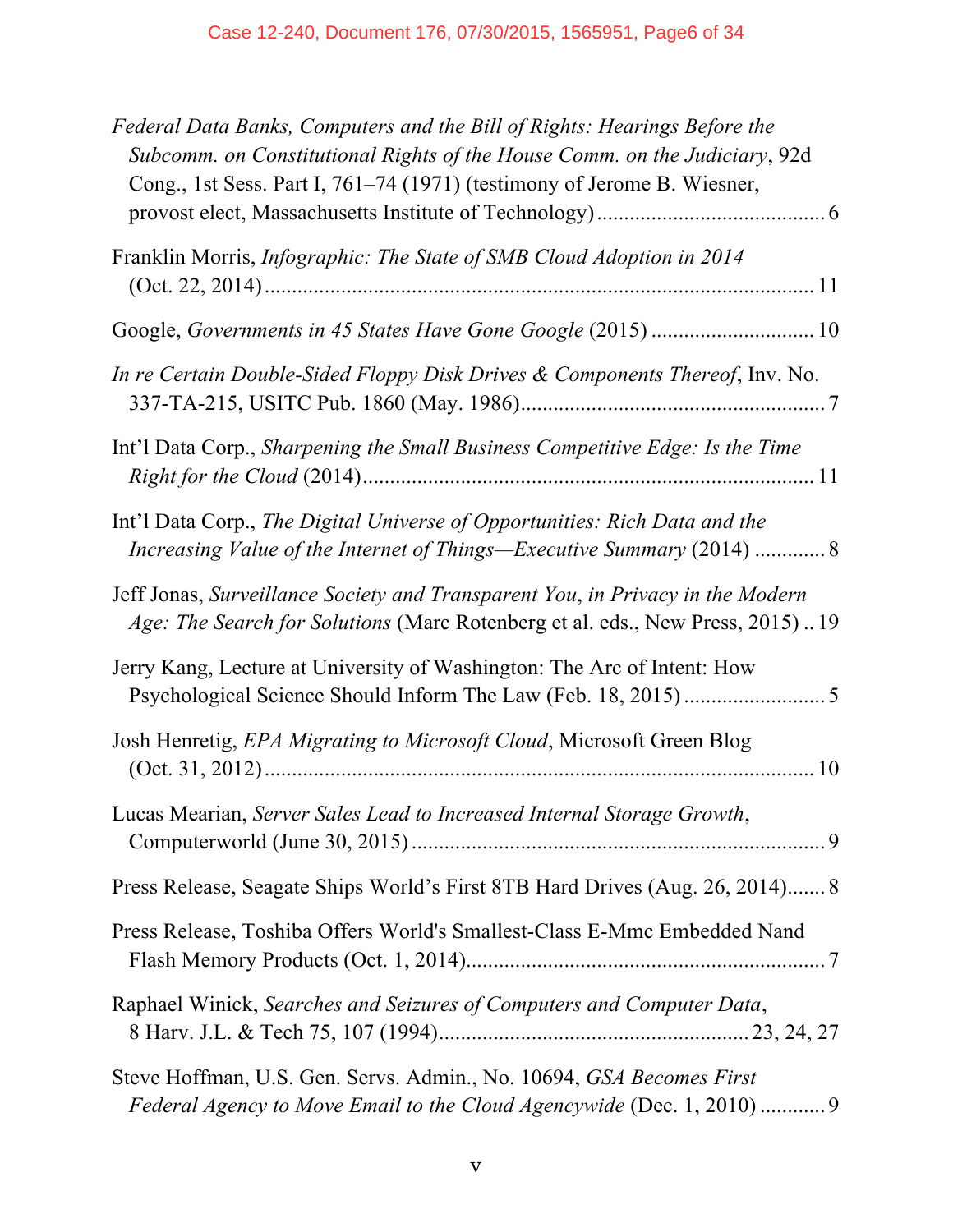*Federal Data Banks, Computers and the Bill of Rights: Hearings Before the Subcomm. on Constitutional Rights of the House Comm. on the Judiciary*, 92d Cong., 1st Sess. Part I, 761–74 (1971) (testimony of Jerome B. Wiesner, provost elect, Massachusetts Institute of Technology) .......................................... 6

Franklin Morris, *Infographic: The State of SMB Cloud Adoption in 2014* (Oct. 22, 2014) ..................................................................................................... 11

Google, *Governments in 45 States Have Gone Google* (2015) ............................. 10

*In re Certain Double-Sided Floppy Disk Drives & Components Thereof*, Inv. No. 337-TA-215, USITC Pub. 1860 (May. 1986)........................................................ 7

Int'l Data Corp., *Sharpening the Small Business Competitive Edge: Is the Time Right for the Cloud* (2014).................................................................................. 11

Int'l Data Corp., *The Digital Universe of Opportunities: Rich Data and the Increasing Value of the Internet of Things—Executive Summary* (2014) ............. 8

Jeff Jonas, *Surveillance Society and Transparent You*, *in Privacy in the Modern Age: The Search for Solutions* (Marc Rotenberg et al. eds., New Press, 2015) .. 19

Jerry Kang, Lecture at University of Washington: The Arc of Intent: How Psychological Science Should Inform The Law (Feb. 18, 2015) .......................... 5

Josh Henretig, *EPA Migrating to Microsoft Cloud*, Microsoft Green Blog (Oct. 31, 2012) ..................................................................................................... 10

Lucas Mearian, *Server Sales Lead to Increased Internal Storage Growth*, Computerworld (June 30, 2015) ........................................................................... 9

Press Release, Seagate Ships World's First 8TB Hard Drives (Aug. 26, 2014)....... 8

Press Release, Toshiba Offers World's Smallest-Class E-Mmc Embedded Nand Flash Memory Products (Oct. 1, 2014)................................................................. 7

Raphael Winick, *Searches and Seizures of Computers and Computer Data*, 8 Harv. J.L. & Tech 75, 107 (1994)........................................................ 23, 24, 27

Steve Hoffman, U.S. Gen. Servs. Admin., No. 10694, *GSA Becomes First Federal Agency to Move Email to the Cloud Agencywide* (Dec. 1, 2010) ............ 9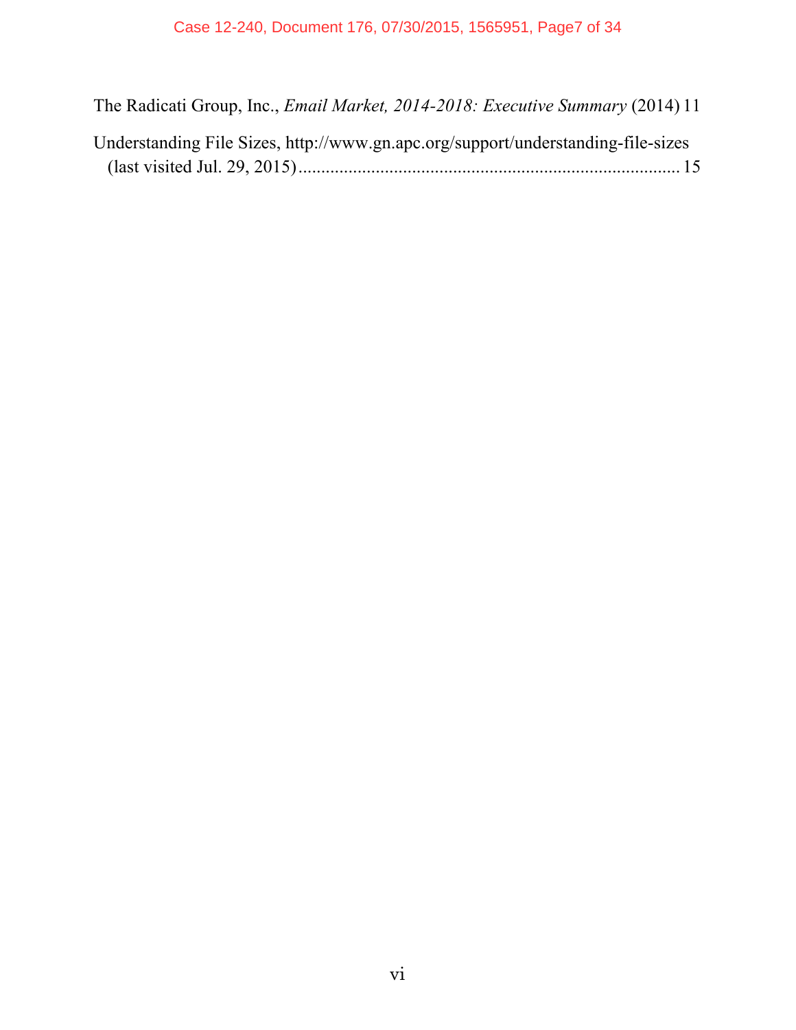The Radicati Group, Inc., *Email Market, 2014-2018: Executive Summary* (2014) 11

Understanding File Sizes, http://www.gn.apc.org/support/understanding-file-sizes (last visited Jul. 29, 2015) ...................................................................................... 15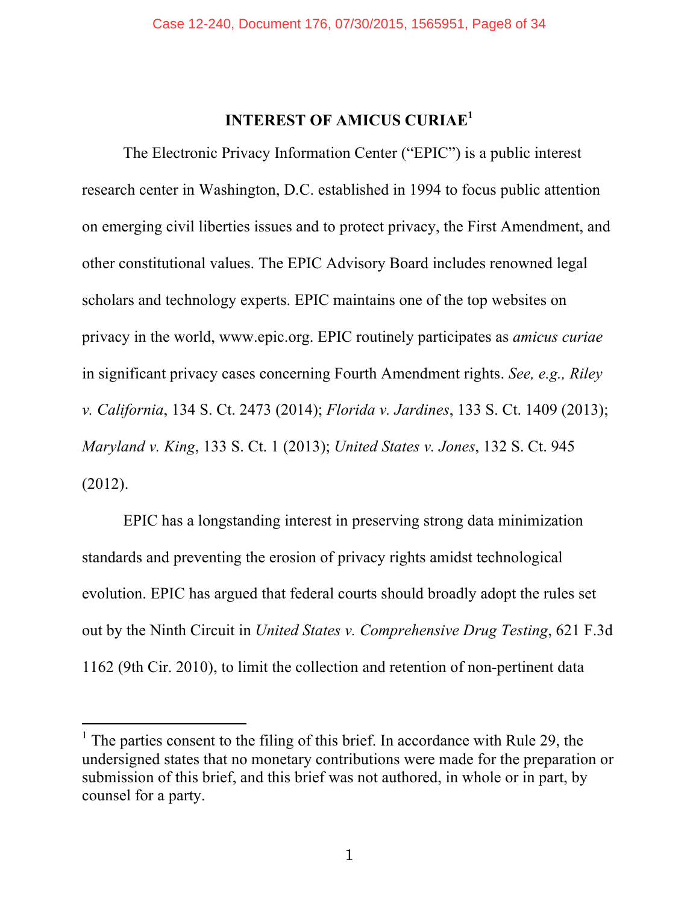## INTEREST OF AMICUS CURIAE[1]

The Electronic Privacy Information Center ("EPIC") is a public interest research center in Washington, D.C. established in 1994 to focus public attention on emerging civil liberties issues and to protect privacy, the First Amendment, and other constitutional values. The EPIC Advisory Board includes renowned legal scholars and technology experts. EPIC maintains one of the top websites on privacy in the world, www.epic.org. EPIC routinely participates as *amicus curiae* in significant privacy cases concerning Fourth Amendment rights. *See, e.g., Riley v. California*, 134 S. Ct. 2473 (2014); *Florida v. Jardines*, 133 S. Ct. 1409 (2013); *Maryland v. King*, 133 S. Ct. 1 (2013); *United States v. Jones*, 132 S. Ct. 945 (2012).

EPIC has a longstanding interest in preserving strong data minimization standards and preventing the erosion of privacy rights amidst technological evolution. EPIC has argued that federal courts should broadly adopt the rules set out by the Ninth Circuit in *United States v. Comprehensive Drug Testing*, 621 F.3d 1162 (9th Cir. 2010), to limit the collection and retention of non-pertinent data

---

[1] The parties consent to the filing of this brief. In accordance with Rule 29, the undersigned states that no monetary contributions were made for the preparation or submission of this brief, and this brief was not authored, in whole or in part, by counsel for a party.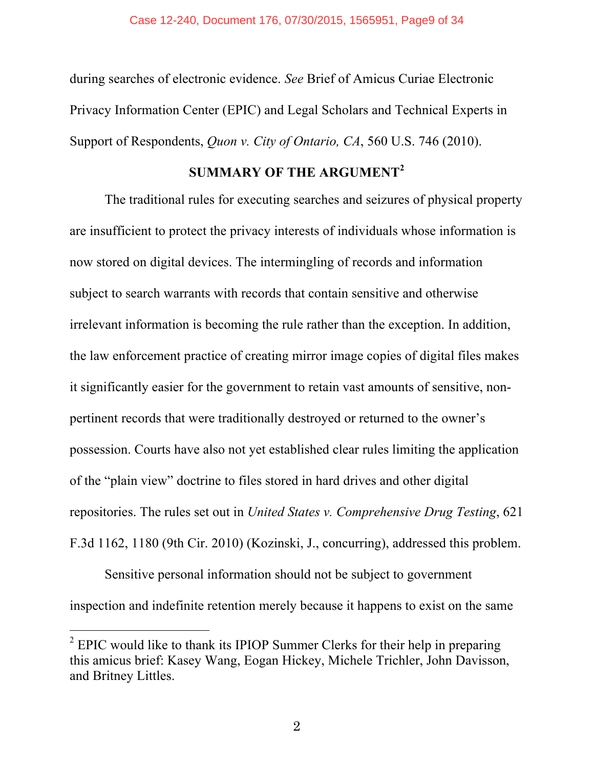during searches of electronic evidence. *See* Brief of Amicus Curiae Electronic Privacy Information Center (EPIC) and Legal Scholars and Technical Experts in Support of Respondents, *Quon v. City of Ontario, CA*, 560 U.S. 746 (2010).

## SUMMARY OF THE ARGUMENT[2]

The traditional rules for executing searches and seizures of physical property are insufficient to protect the privacy interests of individuals whose information is now stored on digital devices. The intermingling of records and information subject to search warrants with records that contain sensitive and otherwise irrelevant information is becoming the rule rather than the exception. In addition, the law enforcement practice of creating mirror image copies of digital files makes it significantly easier for the government to retain vast amounts of sensitive, non-pertinent records that were traditionally destroyed or returned to the owner's possession. Courts have also not yet established clear rules limiting the application of the "plain view" doctrine to files stored in hard drives and other digital repositories. The rules set out in *United States v. Comprehensive Drug Testing*, 621 F.3d 1162, 1180 (9th Cir. 2010) (Kozinski, J., concurring), addressed this problem.

Sensitive personal information should not be subject to government inspection and indefinite retention merely because it happens to exist on the same

[2] EPIC would like to thank its IPIOP Summer Clerks for their help in preparing this amicus brief: Kasey Wang, Eogan Hickey, Michele Trichler, John Davisson, and Britney Littles.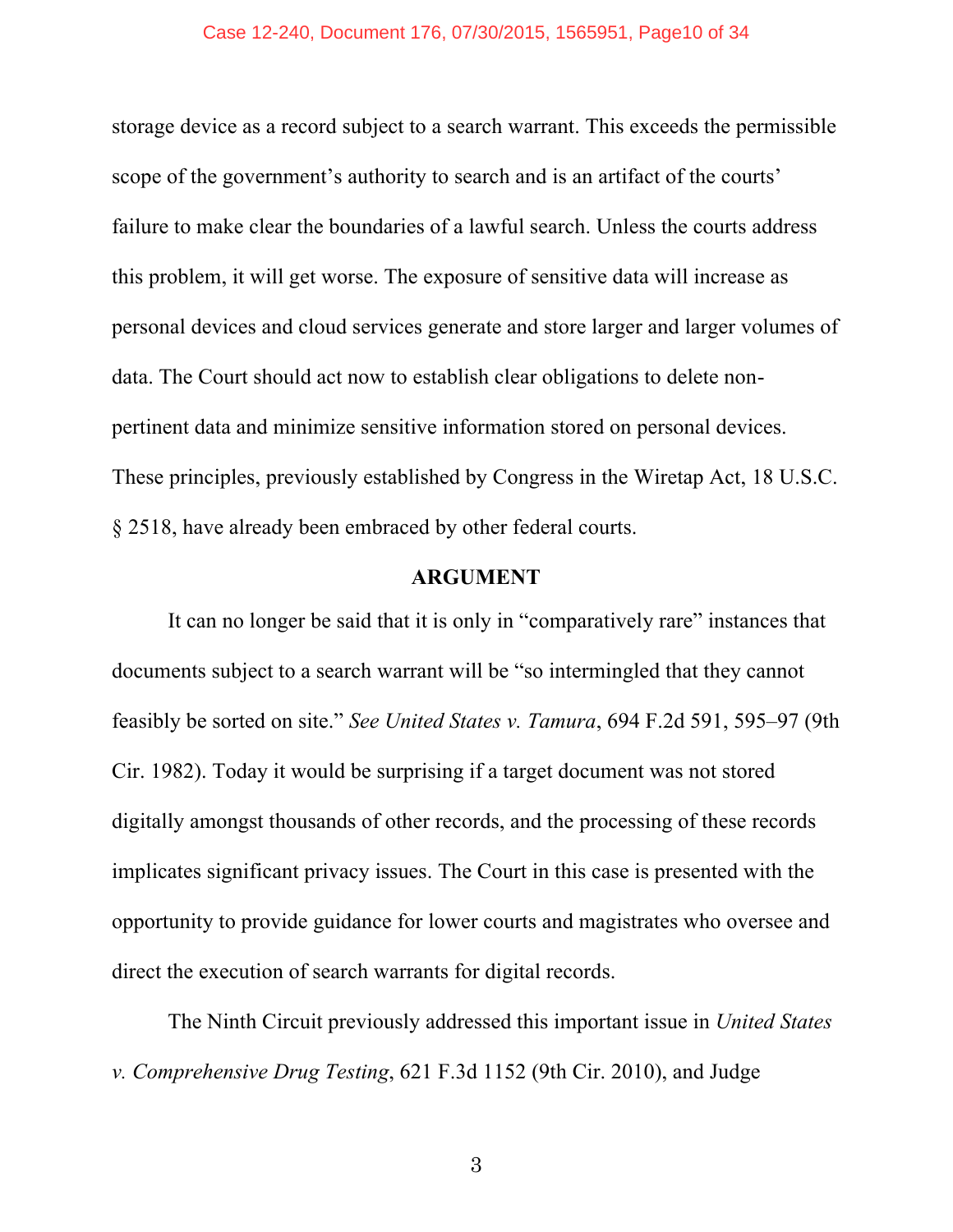storage device as a record subject to a search warrant. This exceeds the permissible scope of the government's authority to search and is an artifact of the courts' failure to make clear the boundaries of a lawful search. Unless the courts address this problem, it will get worse. The exposure of sensitive data will increase as personal devices and cloud services generate and store larger and larger volumes of data. The Court should act now to establish clear obligations to delete non-pertinent data and minimize sensitive information stored on personal devices. These principles, previously established by Congress in the Wiretap Act, 18 U.S.C. § 2518, have already been embraced by other federal courts.

## ARGUMENT

It can no longer be said that it is only in "comparatively rare" instances that documents subject to a search warrant will be "so intermingled that they cannot feasibly be sorted on site." *See United States v. Tamura*, 694 F.2d 591, 595–97 (9th Cir. 1982). Today it would be surprising if a target document was not stored digitally amongst thousands of other records, and the processing of these records implicates significant privacy issues. The Court in this case is presented with the opportunity to provide guidance for lower courts and magistrates who oversee and direct the execution of search warrants for digital records.

The Ninth Circuit previously addressed this important issue in *United States v. Comprehensive Drug Testing*, 621 F.3d 1152 (9th Cir. 2010), and Judge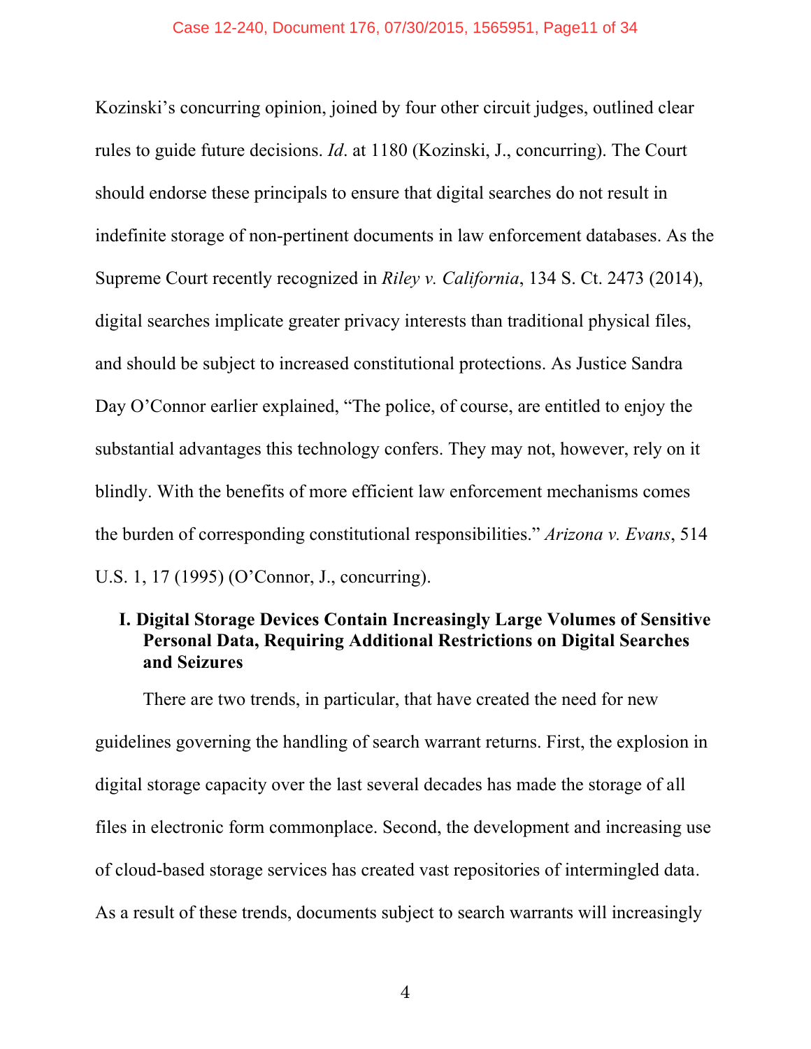Kozinski's concurring opinion, joined by four other circuit judges, outlined clear rules to guide future decisions. *Id*. at 1180 (Kozinski, J., concurring). The Court should endorse these principals to ensure that digital searches do not result in indefinite storage of non-pertinent documents in law enforcement databases. As the Supreme Court recently recognized in *Riley v. California*, 134 S. Ct. 2473 (2014), digital searches implicate greater privacy interests than traditional physical files, and should be subject to increased constitutional protections. As Justice Sandra Day O'Connor earlier explained, "The police, of course, are entitled to enjoy the substantial advantages this technology confers. They may not, however, rely on it blindly. With the benefits of more efficient law enforcement mechanisms comes the burden of corresponding constitutional responsibilities." *Arizona v. Evans*, 514 U.S. 1, 17 (1995) (O'Connor, J., concurring).

## I. Digital Storage Devices Contain Increasingly Large Volumes of Sensitive Personal Data, Requiring Additional Restrictions on Digital Searches and Seizures

There are two trends, in particular, that have created the need for new guidelines governing the handling of search warrant returns. First, the explosion in digital storage capacity over the last several decades has made the storage of all files in electronic form commonplace. Second, the development and increasing use of cloud-based storage services has created vast repositories of intermingled data. As a result of these trends, documents subject to search warrants will increasingly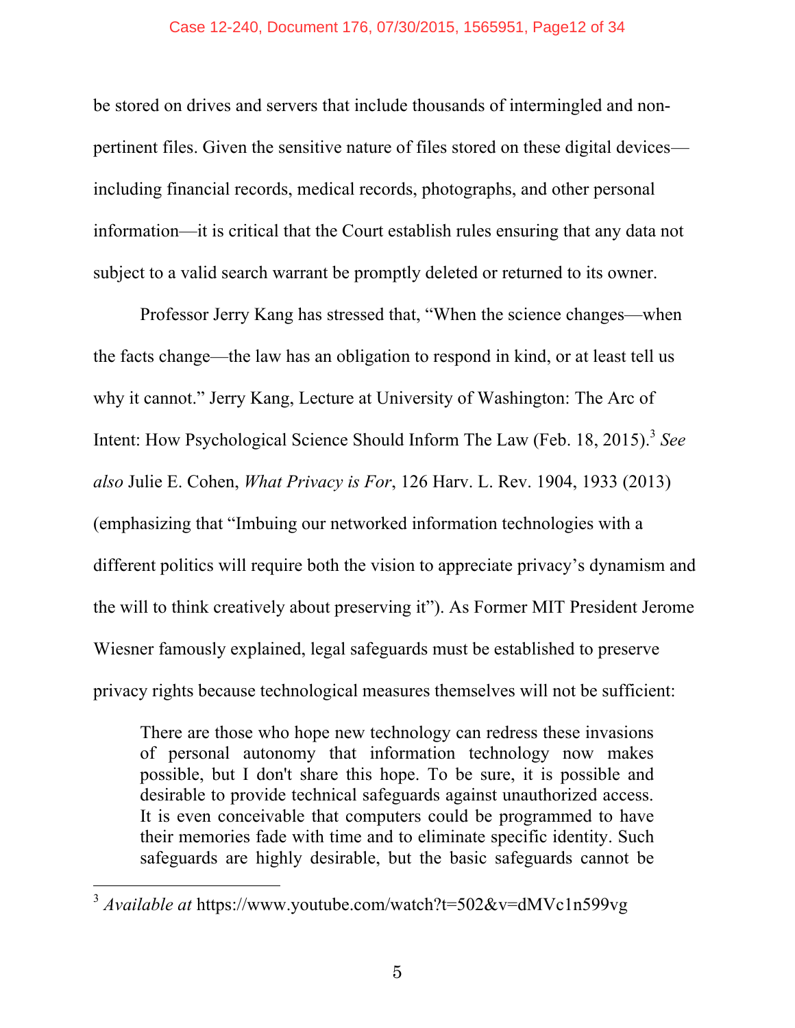be stored on drives and servers that include thousands of intermingled and non-pertinent files. Given the sensitive nature of files stored on these digital devices—including financial records, medical records, photographs, and other personal information—it is critical that the Court establish rules ensuring that any data not subject to a valid search warrant be promptly deleted or returned to its owner.

Professor Jerry Kang has stressed that, "When the science changes—when the facts change—the law has an obligation to respond in kind, or at least tell us why it cannot." Jerry Kang, Lecture at University of Washington: The Arc of Intent: How Psychological Science Should Inform The Law (Feb. 18, 2015).[3] *See also* Julie E. Cohen, *What Privacy is For*, 126 Harv. L. Rev. 1904, 1933 (2013) (emphasizing that "Imbuing our networked information technologies with a different politics will require both the vision to appreciate privacy's dynamism and the will to think creatively about preserving it"). As Former MIT President Jerome Wiesner famously explained, legal safeguards must be established to preserve privacy rights because technological measures themselves will not be sufficient:

> There are those who hope new technology can redress these invasions of personal autonomy that information technology now makes possible, but I don't share this hope. To be sure, it is possible and desirable to provide technical safeguards against unauthorized access. It is even conceivable that computers could be programmed to have their memories fade with time and to eliminate specific identity. Such safeguards are highly desirable, but the basic safeguards cannot be

---

[3] *Available at* https://www.youtube.com/watch?t=502&v=dMVc1n599vg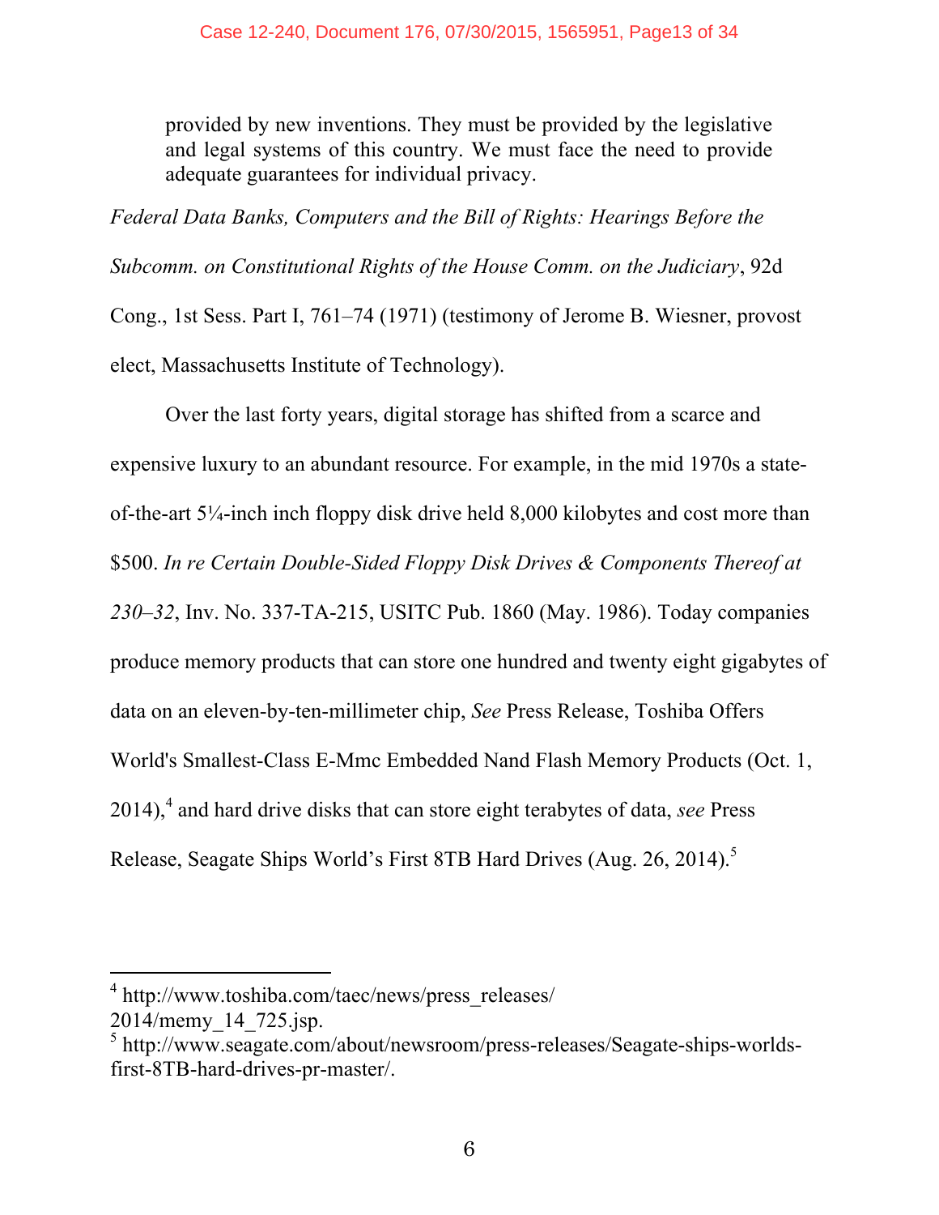> provided by new inventions. They must be provided by the legislative and legal systems of this country. We must face the need to provide adequate guarantees for individual privacy.

*Federal Data Banks, Computers and the Bill of Rights: Hearings Before the Subcomm. on Constitutional Rights of the House Comm. on the Judiciary*, 92d Cong., 1st Sess. Part I, 761–74 (1971) (testimony of Jerome B. Wiesner, provost elect, Massachusetts Institute of Technology).

Over the last forty years, digital storage has shifted from a scarce and expensive luxury to an abundant resource. For example, in the mid 1970s a state-of-the-art 5¼-inch inch floppy disk drive held 8,000 kilobytes and cost more than $500. *In re Certain Double-Sided Floppy Disk Drives & Components Thereof at 230–32*, Inv. No. 337-TA-215, USITC Pub. 1860 (May. 1986). Today companies produce memory products that can store one hundred and twenty eight gigabytes of data on an eleven-by-ten-millimeter chip, *See* Press Release, Toshiba Offers World's Smallest-Class E-Mmc Embedded Nand Flash Memory Products (Oct. 1, 2014),[4] and hard drive disks that can store eight terabytes of data, *see* Press Release, Seagate Ships World's First 8TB Hard Drives (Aug. 26, 2014).[5]

---

[4] http://www.toshiba.com/taec/news/press_releases/2014/memy_14_725.jsp.

[5] http://www.seagate.com/about/newsroom/press-releases/Seagate-ships-worlds-first-8TB-hard-drives-pr-master/.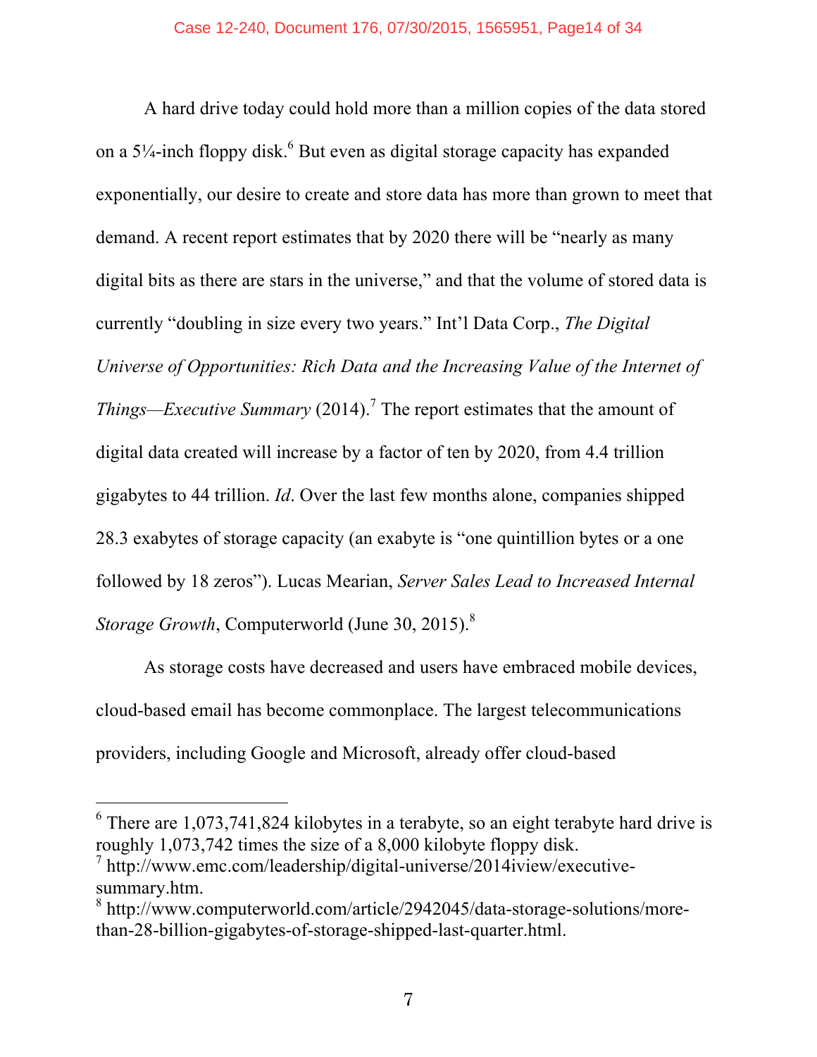A hard drive today could hold more than a million copies of the data stored on a 5¼-inch floppy disk.[6] But even as digital storage capacity has expanded exponentially, our desire to create and store data has more than grown to meet that demand. A recent report estimates that by 2020 there will be "nearly as many digital bits as there are stars in the universe," and that the volume of stored data is currently "doubling in size every two years." Int'l Data Corp., *The Digital Universe of Opportunities: Rich Data and the Increasing Value of the Internet of Things—Executive Summary* (2014).[7] The report estimates that the amount of digital data created will increase by a factor of ten by 2020, from 4.4 trillion gigabytes to 44 trillion. *Id*. Over the last few months alone, companies shipped 28.3 exabytes of storage capacity (an exabyte is "one quintillion bytes or a one followed by 18 zeros"). Lucas Mearian, *Server Sales Lead to Increased Internal Storage Growth*, Computerworld (June 30, 2015).[8]

As storage costs have decreased and users have embraced mobile devices, cloud-based email has become commonplace. The largest telecommunications providers, including Google and Microsoft, already offer cloud-based

---

[6] There are 1,073,741,824 kilobytes in a terabyte, so an eight terabyte hard drive is roughly 1,073,742 times the size of a 8,000 kilobyte floppy disk.

[7] http://www.emc.com/leadership/digital-universe/2014iview/executive-summary.htm.

[8] http://www.computerworld.com/article/2942045/data-storage-solutions/more-than-28-billion-gigabytes-of-storage-shipped-last-quarter.html.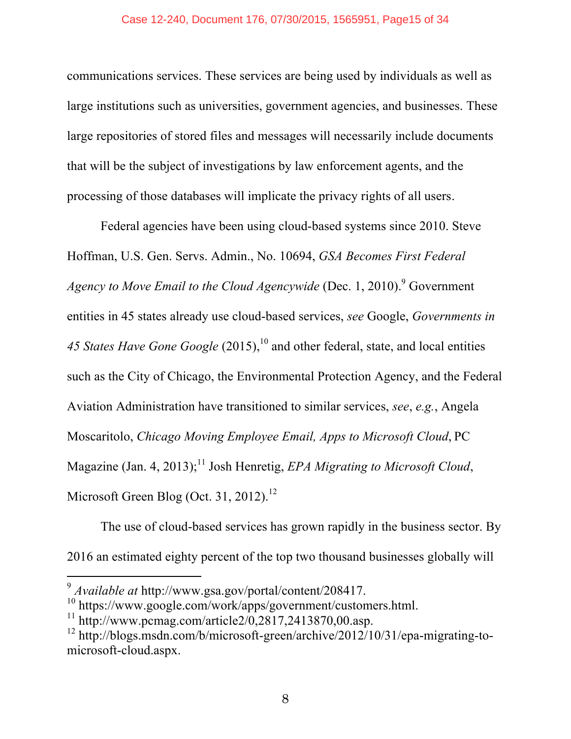communications services. These services are being used by individuals as well as large institutions such as universities, government agencies, and businesses. These large repositories of stored files and messages will necessarily include documents that will be the subject of investigations by law enforcement agents, and the processing of those databases will implicate the privacy rights of all users.

Federal agencies have been using cloud-based systems since 2010. Steve Hoffman, U.S. Gen. Servs. Admin., No. 10694, *GSA Becomes First Federal Agency to Move Email to the Cloud Agencywide* (Dec. 1, 2010).[9] Government entities in 45 states already use cloud-based services, *see* Google, *Governments in 45 States Have Gone Google* (2015),[10] and other federal, state, and local entities such as the City of Chicago, the Environmental Protection Agency, and the Federal Aviation Administration have transitioned to similar services, *see*, *e.g.*, Angela Moscaritolo, *Chicago Moving Employee Email, Apps to Microsoft Cloud*, PC Magazine (Jan. 4, 2013);[11] Josh Henretig, *EPA Migrating to Microsoft Cloud*, Microsoft Green Blog (Oct. 31, 2012).[12]

The use of cloud-based services has grown rapidly in the business sector. By 2016 an estimated eighty percent of the top two thousand businesses globally will

---

[9] *Available at* http://www.gsa.gov/portal/content/208417.

[10] https://www.google.com/work/apps/government/customers.html.

[11] http://www.pcmag.com/article2/0,2817,2413870,00.asp.

[12] http://blogs.msdn.com/b/microsoft-green/archive/2012/10/31/epa-migrating-to-microsoft-cloud.aspx.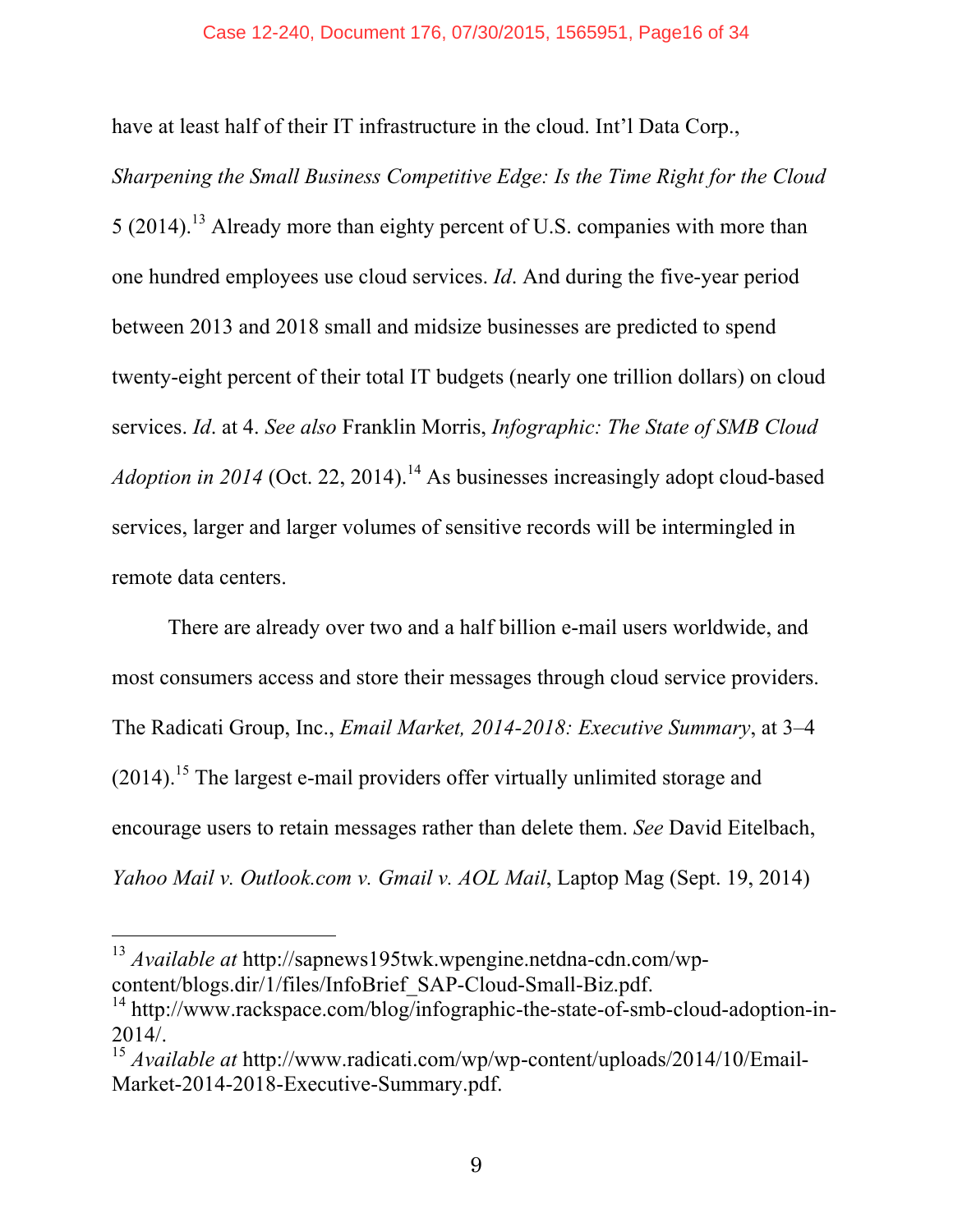have at least half of their IT infrastructure in the cloud. Int'l Data Corp., *Sharpening the Small Business Competitive Edge: Is the Time Right for the Cloud* 5 (2014).[13] Already more than eighty percent of U.S. companies with more than one hundred employees use cloud services. *Id*. And during the five-year period between 2013 and 2018 small and midsize businesses are predicted to spend twenty-eight percent of their total IT budgets (nearly one trillion dollars) on cloud services. *Id*. at 4. *See also* Franklin Morris, *Infographic: The State of SMB Cloud Adoption in 2014* (Oct. 22, 2014).[14] As businesses increasingly adopt cloud-based services, larger and larger volumes of sensitive records will be intermingled in remote data centers.

There are already over two and a half billion e-mail users worldwide, and most consumers access and store their messages through cloud service providers. The Radicati Group, Inc., *Email Market, 2014-2018: Executive Summary*, at 3–4 (2014).[15] The largest e-mail providers offer virtually unlimited storage and encourage users to retain messages rather than delete them. *See* David Eitelbach, *Yahoo Mail v. Outlook.com v. Gmail v. AOL Mail*, Laptop Mag (Sept. 19, 2014)

---

[13] *Available at* http://sapnews195twk.wpengine.netdna-cdn.com/wp-content/blogs.dir/1/files/InfoBrief_SAP-Cloud-Small-Biz.pdf.

[14] http://www.rackspace.com/blog/infographic-the-state-of-smb-cloud-adoption-in-2014/.

[15] *Available at* http://www.radicati.com/wp/wp-content/uploads/2014/10/Email-Market-2014-2018-Executive-Summary.pdf.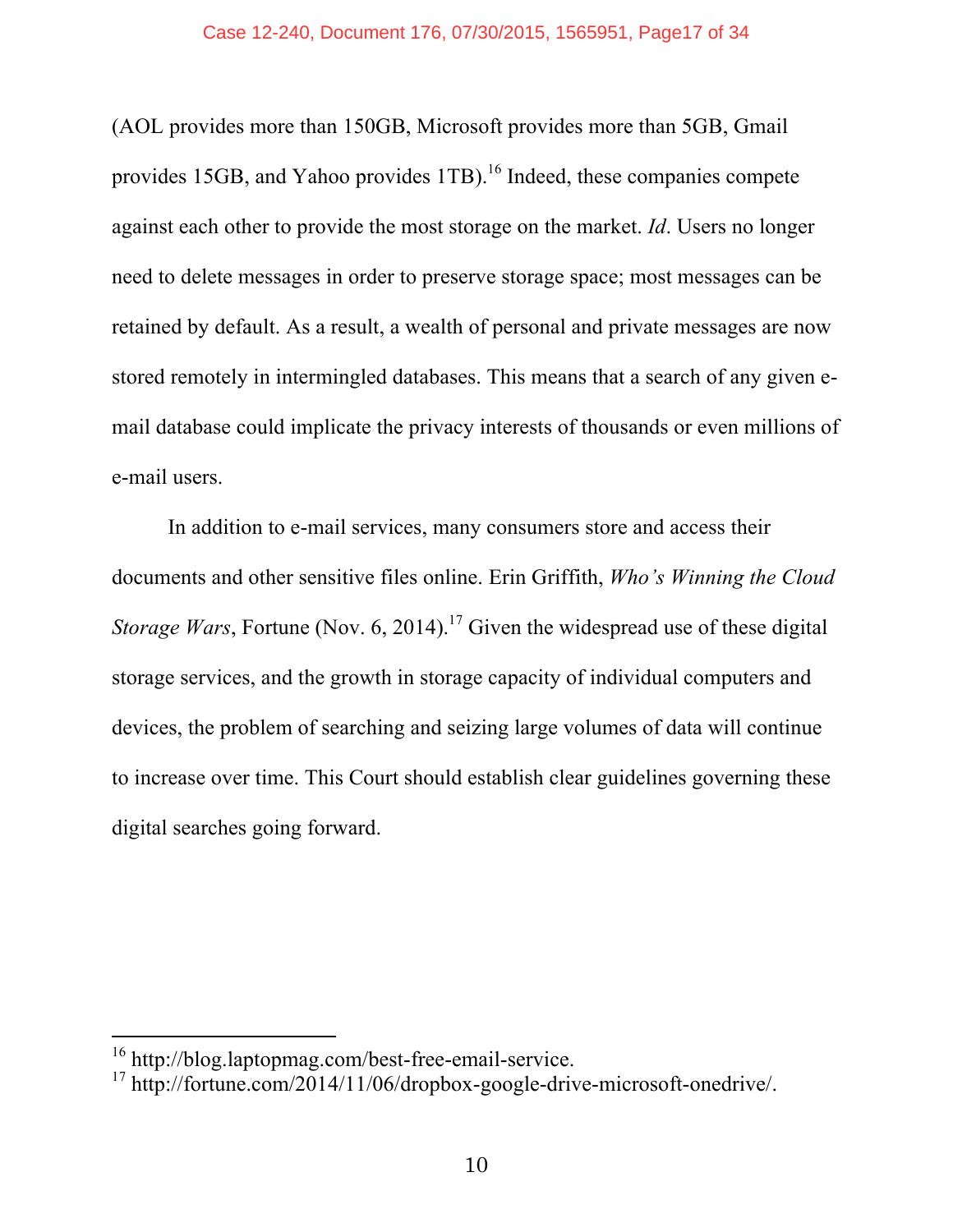(AOL provides more than 150GB, Microsoft provides more than 5GB, Gmail provides 15GB, and Yahoo provides 1TB).[16] Indeed, these companies compete against each other to provide the most storage on the market. *Id*. Users no longer need to delete messages in order to preserve storage space; most messages can be retained by default. As a result, a wealth of personal and private messages are now stored remotely in intermingled databases. This means that a search of any given e-mail database could implicate the privacy interests of thousands or even millions of e-mail users.

In addition to e-mail services, many consumers store and access their documents and other sensitive files online. Erin Griffith, *Who's Winning the Cloud Storage Wars*, Fortune (Nov. 6, 2014).[17] Given the widespread use of these digital storage services, and the growth in storage capacity of individual computers and devices, the problem of searching and seizing large volumes of data will continue to increase over time. This Court should establish clear guidelines governing these digital searches going forward.

---

[16] http://blog.laptopmag.com/best-free-email-service.

[17] http://fortune.com/2014/11/06/dropbox-google-drive-microsoft-onedrive/.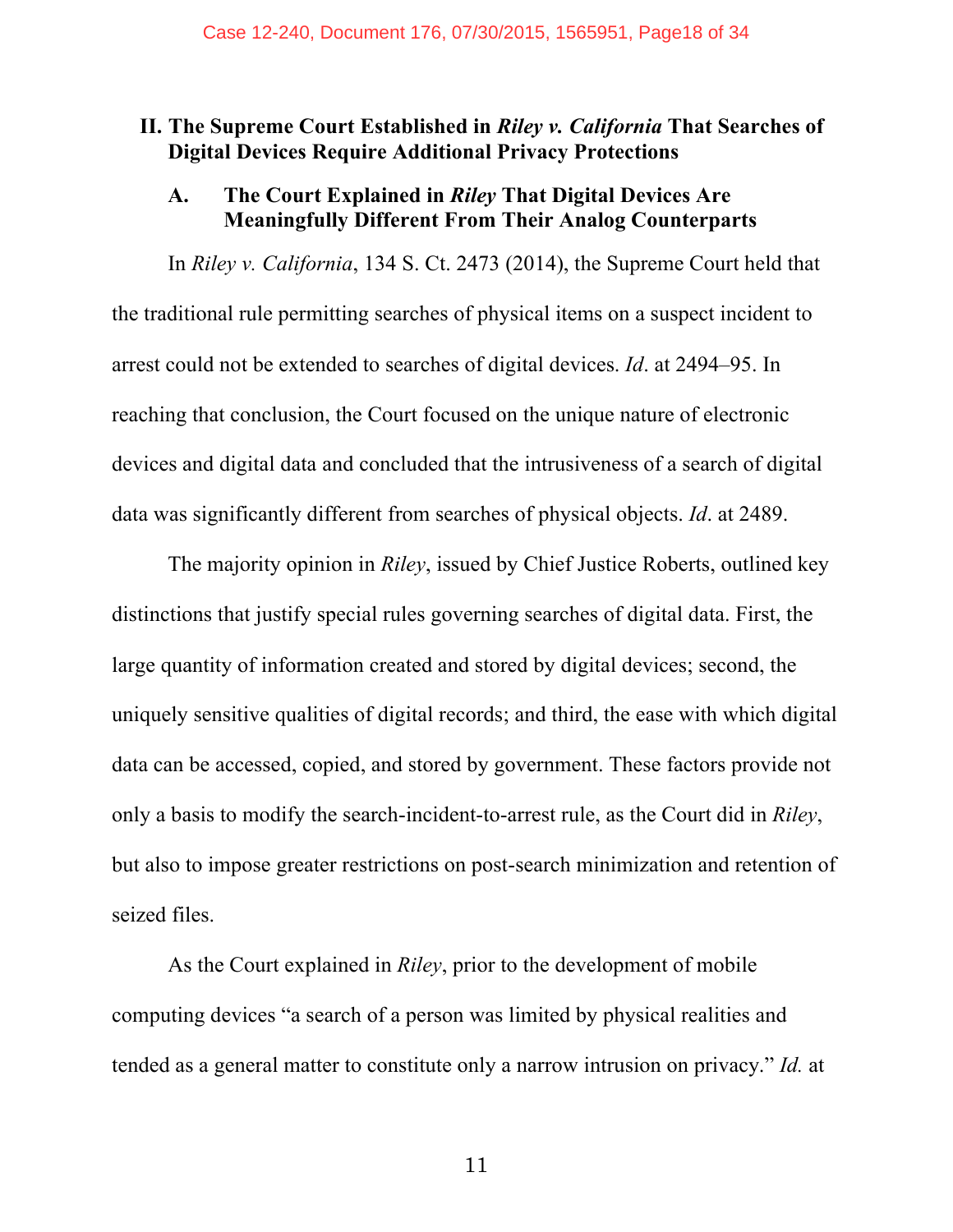## II. The Supreme Court Established in *Riley v. California* That Searches of Digital Devices Require Additional Privacy Protections

### A. The Court Explained in *Riley* That Digital Devices Are Meaningfully Different From Their Analog Counterparts

In *Riley v. California*, 134 S. Ct. 2473 (2014), the Supreme Court held that the traditional rule permitting searches of physical items on a suspect incident to arrest could not be extended to searches of digital devices. *Id*. at 2494–95. In reaching that conclusion, the Court focused on the unique nature of electronic devices and digital data and concluded that the intrusiveness of a search of digital data was significantly different from searches of physical objects. *Id*. at 2489.

The majority opinion in *Riley*, issued by Chief Justice Roberts, outlined key distinctions that justify special rules governing searches of digital data. First, the large quantity of information created and stored by digital devices; second, the uniquely sensitive qualities of digital records; and third, the ease with which digital data can be accessed, copied, and stored by government. These factors provide not only a basis to modify the search-incident-to-arrest rule, as the Court did in *Riley*, but also to impose greater restrictions on post-search minimization and retention of seized files.

As the Court explained in *Riley*, prior to the development of mobile computing devices "a search of a person was limited by physical realities and tended as a general matter to constitute only a narrow intrusion on privacy." *Id.* at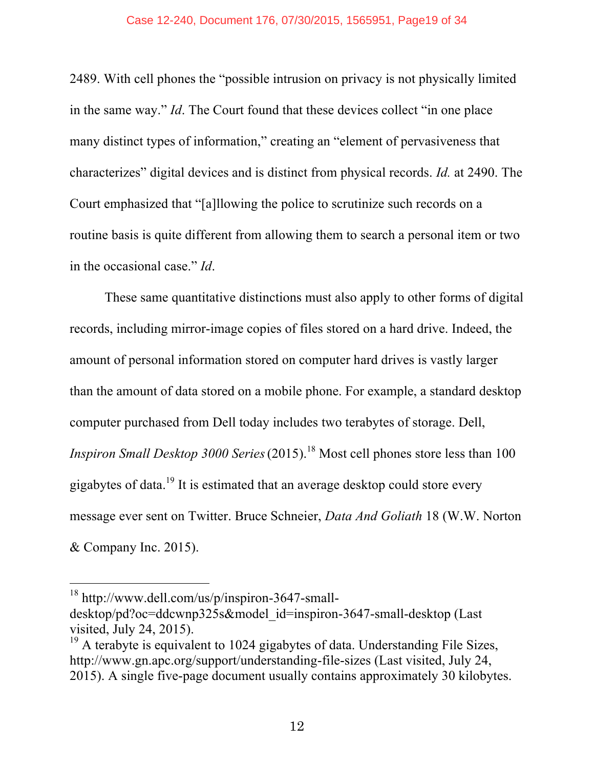2489. With cell phones the "possible intrusion on privacy is not physically limited in the same way." *Id*. The Court found that these devices collect "in one place many distinct types of information," creating an "element of pervasiveness that characterizes" digital devices and is distinct from physical records. *Id.* at 2490. The Court emphasized that "[a]llowing the police to scrutinize such records on a routine basis is quite different from allowing them to search a personal item or two in the occasional case." *Id*.

These same quantitative distinctions must also apply to other forms of digital records, including mirror-image copies of files stored on a hard drive. Indeed, the amount of personal information stored on computer hard drives is vastly larger than the amount of data stored on a mobile phone. For example, a standard desktop computer purchased from Dell today includes two terabytes of storage. Dell, *Inspiron Small Desktop 3000 Series* (2015).[18] Most cell phones store less than 100 gigabytes of data.[19] It is estimated that an average desktop could store every message ever sent on Twitter. Bruce Schneier, *Data And Goliath* 18 (W.W. Norton & Company Inc. 2015).

---

[18] http://www.dell.com/us/p/inspiron-3647-small-desktop/pd?oc=ddcwnp325s&model_id=inspiron-3647-small-desktop (Last visited, July 24, 2015).

[19] A terabyte is equivalent to 1024 gigabytes of data. Understanding File Sizes, http://www.gn.apc.org/support/understanding-file-sizes (Last visited, July 24, 2015). A single five-page document usually contains approximately 30 kilobytes.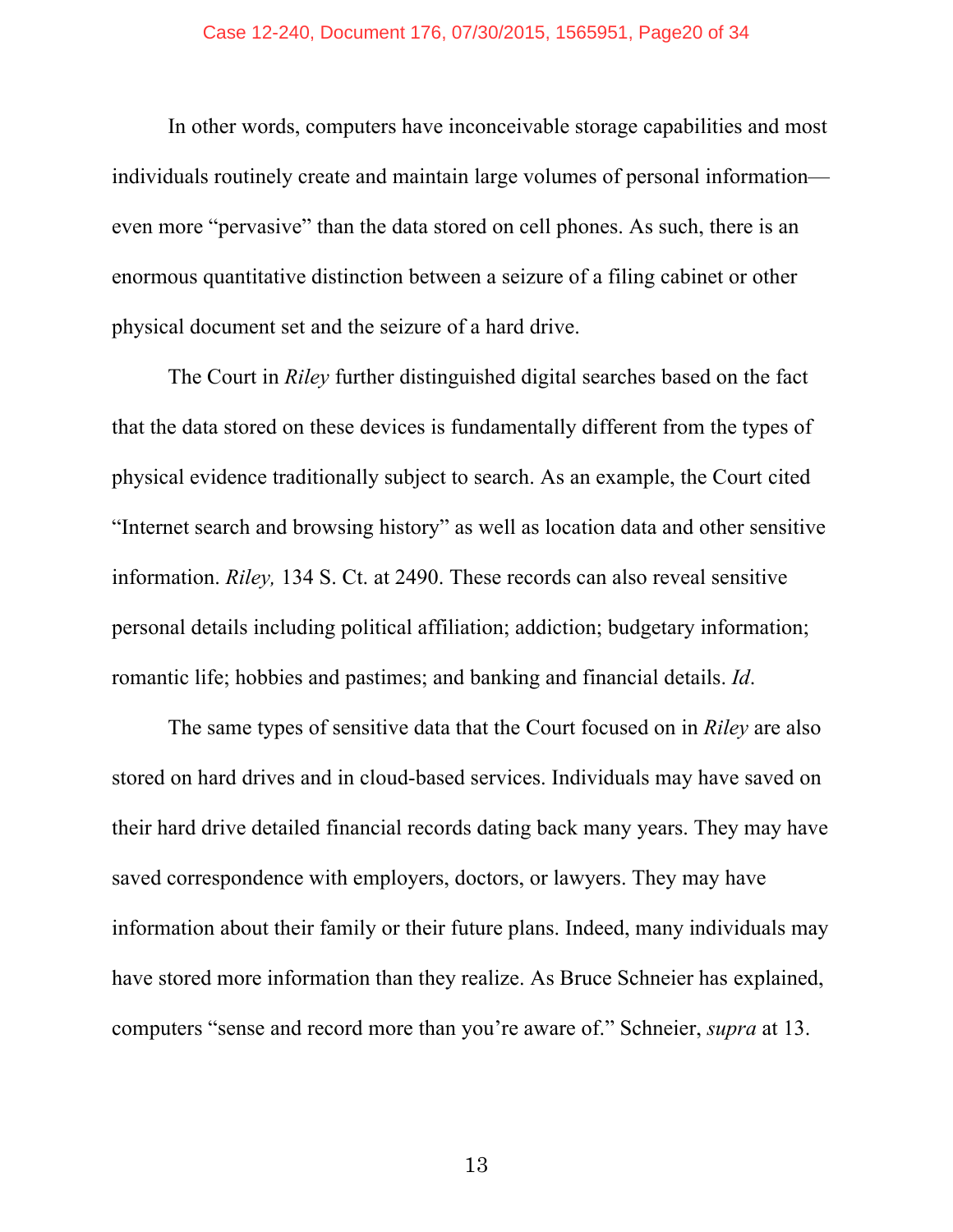In other words, computers have inconceivable storage capabilities and most individuals routinely create and maintain large volumes of personal information—even more "pervasive" than the data stored on cell phones. As such, there is an enormous quantitative distinction between a seizure of a filing cabinet or other physical document set and the seizure of a hard drive.

The Court in *Riley* further distinguished digital searches based on the fact that the data stored on these devices is fundamentally different from the types of physical evidence traditionally subject to search. As an example, the Court cited "Internet search and browsing history" as well as location data and other sensitive information. *Riley,* 134 S. Ct. at 2490. These records can also reveal sensitive personal details including political affiliation; addiction; budgetary information; romantic life; hobbies and pastimes; and banking and financial details. *Id*.

The same types of sensitive data that the Court focused on in *Riley* are also stored on hard drives and in cloud-based services. Individuals may have saved on their hard drive detailed financial records dating back many years. They may have saved correspondence with employers, doctors, or lawyers. They may have information about their family or their future plans. Indeed, many individuals may have stored more information than they realize. As Bruce Schneier has explained, computers "sense and record more than you're aware of." Schneier, *supra* at 13.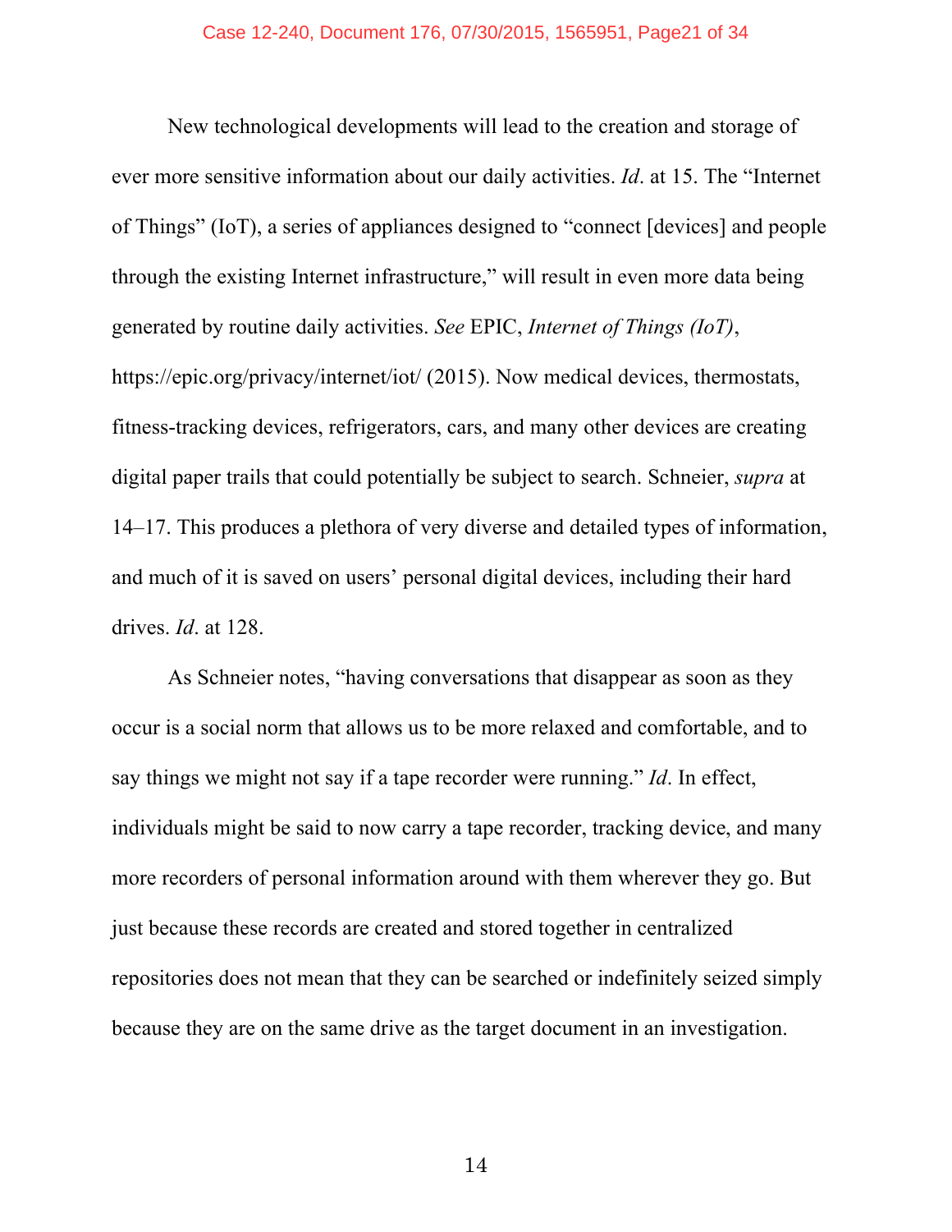New technological developments will lead to the creation and storage of ever more sensitive information about our daily activities. *Id*. at 15. The "Internet of Things" (IoT), a series of appliances designed to "connect [devices] and people through the existing Internet infrastructure," will result in even more data being generated by routine daily activities. *See* EPIC, *Internet of Things (IoT)*, https://epic.org/privacy/internet/iot/ (2015). Now medical devices, thermostats, fitness-tracking devices, refrigerators, cars, and many other devices are creating digital paper trails that could potentially be subject to search. Schneier, *supra* at 14–17. This produces a plethora of very diverse and detailed types of information, and much of it is saved on users' personal digital devices, including their hard drives. *Id*. at 128.

As Schneier notes, "having conversations that disappear as soon as they occur is a social norm that allows us to be more relaxed and comfortable, and to say things we might not say if a tape recorder were running." *Id*. In effect, individuals might be said to now carry a tape recorder, tracking device, and many more recorders of personal information around with them wherever they go. But just because these records are created and stored together in centralized repositories does not mean that they can be searched or indefinitely seized simply because they are on the same drive as the target document in an investigation.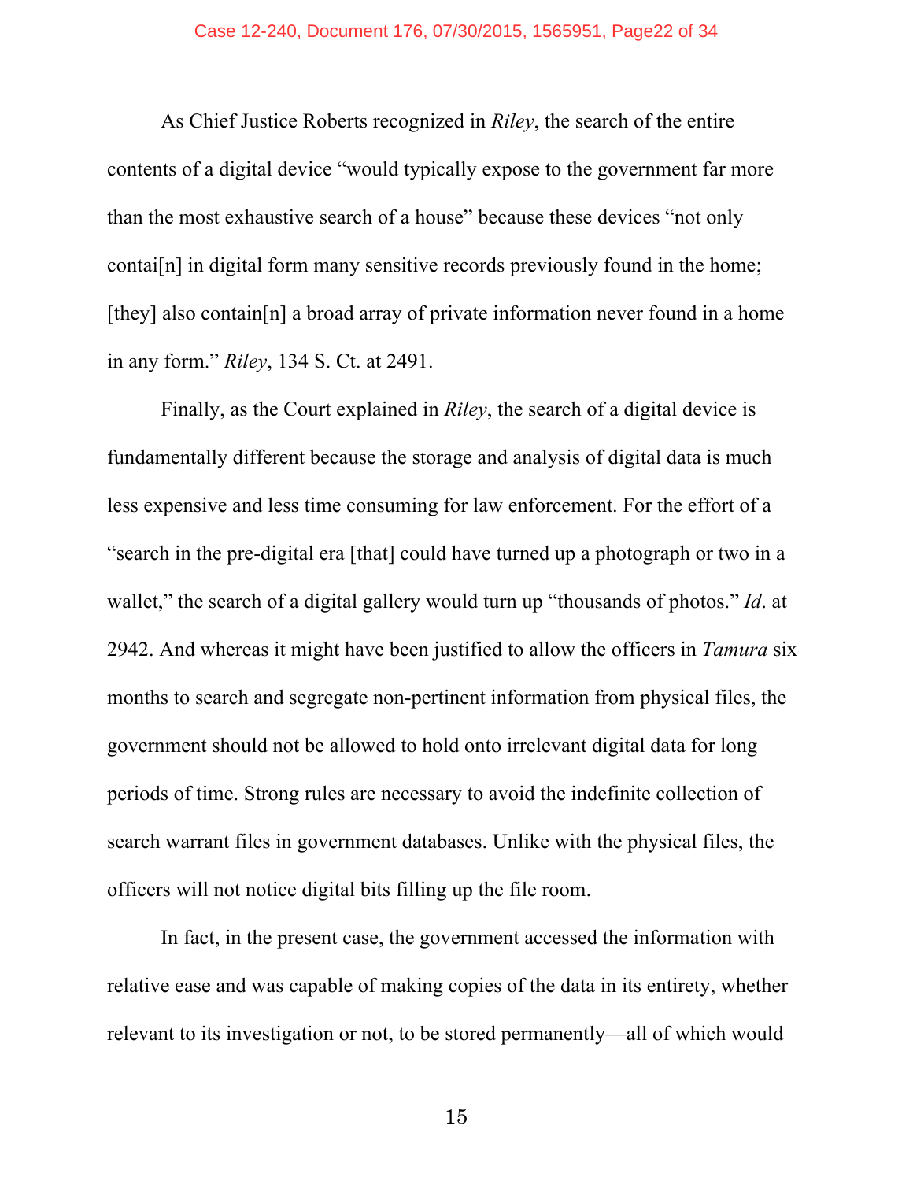As Chief Justice Roberts recognized in *Riley*, the search of the entire contents of a digital device "would typically expose to the government far more than the most exhaustive search of a house" because these devices "not only contai[n] in digital form many sensitive records previously found in the home; [they] also contain[n] a broad array of private information never found in a home in any form." *Riley*, 134 S. Ct. at 2491.

Finally, as the Court explained in *Riley*, the search of a digital device is fundamentally different because the storage and analysis of digital data is much less expensive and less time consuming for law enforcement. For the effort of a "search in the pre-digital era [that] could have turned up a photograph or two in a wallet," the search of a digital gallery would turn up "thousands of photos." *Id*. at 2942. And whereas it might have been justified to allow the officers in *Tamura* six months to search and segregate non-pertinent information from physical files, the government should not be allowed to hold onto irrelevant digital data for long periods of time. Strong rules are necessary to avoid the indefinite collection of search warrant files in government databases. Unlike with the physical files, the officers will not notice digital bits filling up the file room.

In fact, in the present case, the government accessed the information with relative ease and was capable of making copies of the data in its entirety, whether relevant to its investigation or not, to be stored permanently—all of which would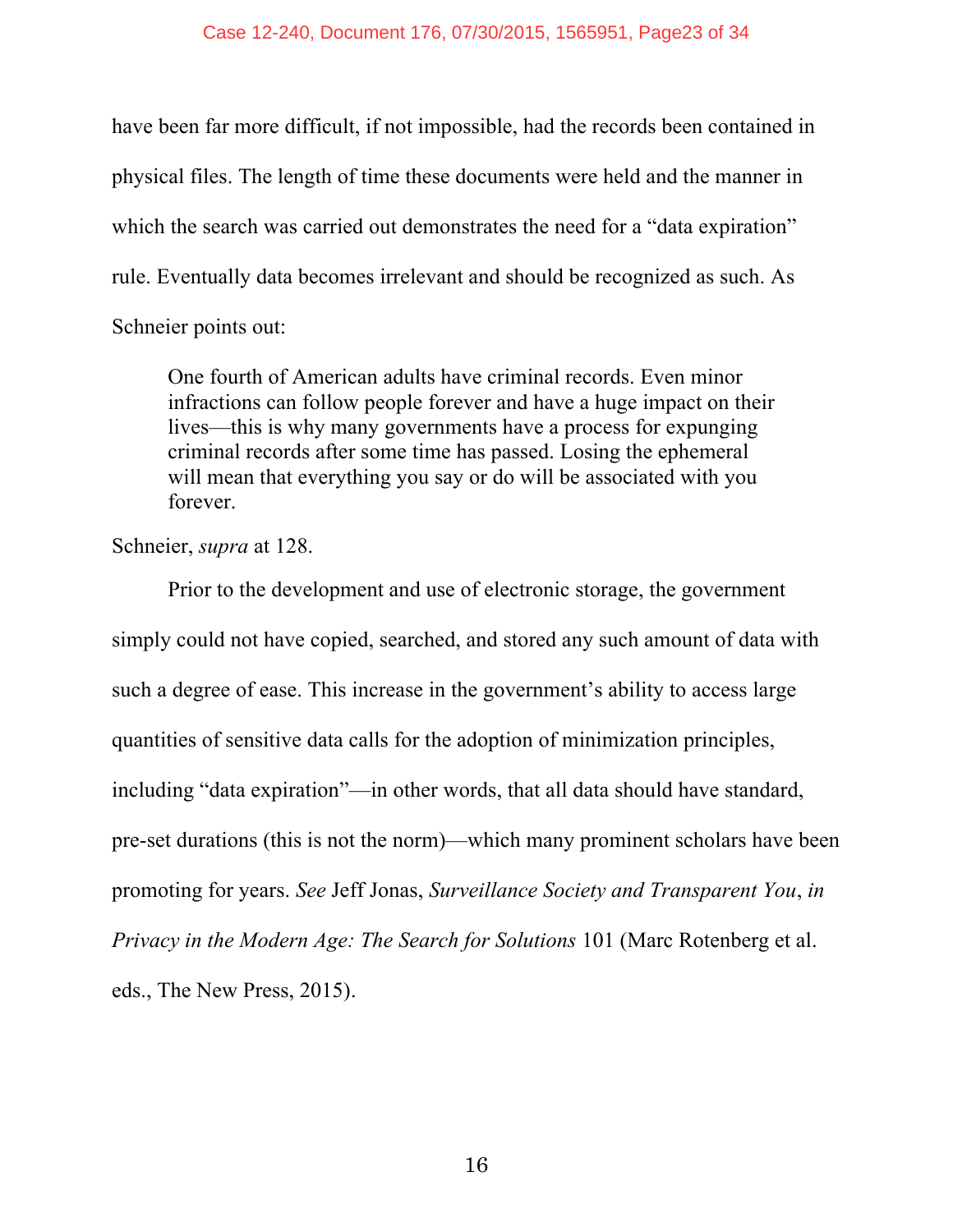have been far more difficult, if not impossible, had the records been contained in physical files. The length of time these documents were held and the manner in which the search was carried out demonstrates the need for a "data expiration" rule. Eventually data becomes irrelevant and should be recognized as such. As Schneier points out:

> One fourth of American adults have criminal records. Even minor infractions can follow people forever and have a huge impact on their lives—this is why many governments have a process for expunging criminal records after some time has passed. Losing the ephemeral will mean that everything you say or do will be associated with you forever.

Schneier, *supra* at 128.

Prior to the development and use of electronic storage, the government simply could not have copied, searched, and stored any such amount of data with such a degree of ease. This increase in the government's ability to access large quantities of sensitive data calls for the adoption of minimization principles, including "data expiration"—in other words, that all data should have standard, pre-set durations (this is not the norm)—which many prominent scholars have been promoting for years. *See* Jeff Jonas, *Surveillance Society and Transparent You*, *in Privacy in the Modern Age: The Search for Solutions* 101 (Marc Rotenberg et al. eds., The New Press, 2015).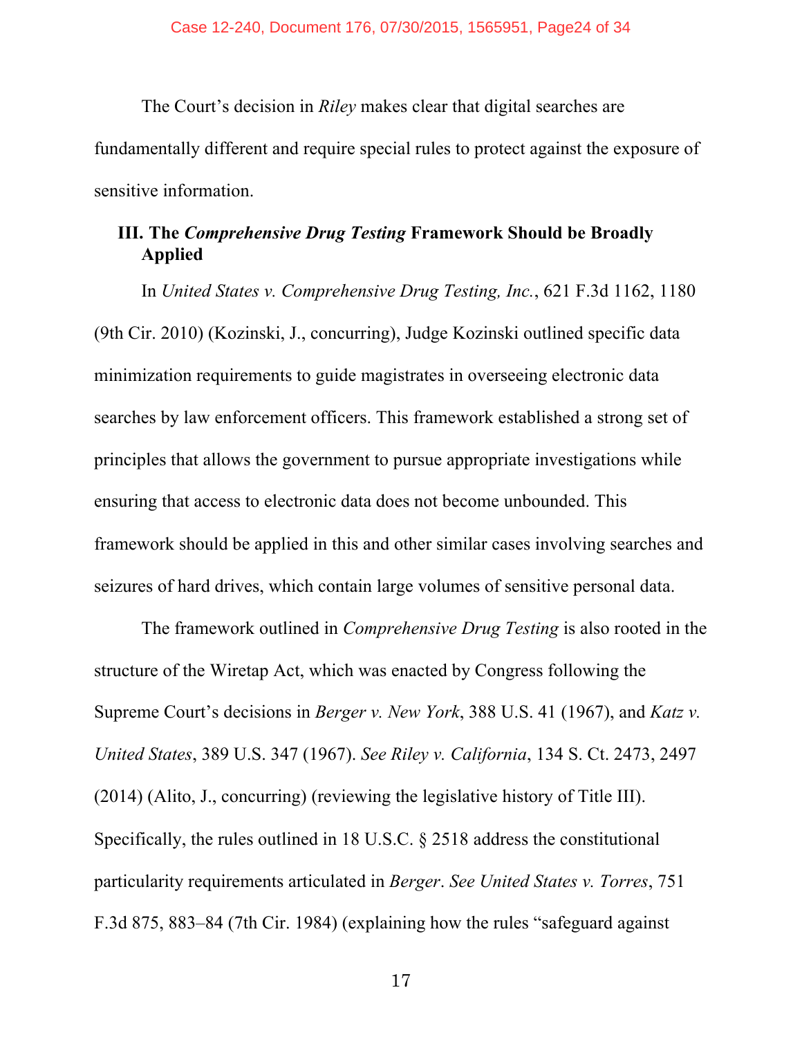The Court's decision in *Riley* makes clear that digital searches are fundamentally different and require special rules to protect against the exposure of sensitive information.

### III. The *Comprehensive Drug Testing* Framework Should be Broadly Applied

In *United States v. Comprehensive Drug Testing, Inc.*, 621 F.3d 1162, 1180 (9th Cir. 2010) (Kozinski, J., concurring), Judge Kozinski outlined specific data minimization requirements to guide magistrates in overseeing electronic data searches by law enforcement officers. This framework established a strong set of principles that allows the government to pursue appropriate investigations while ensuring that access to electronic data does not become unbounded. This framework should be applied in this and other similar cases involving searches and seizures of hard drives, which contain large volumes of sensitive personal data.

The framework outlined in *Comprehensive Drug Testing* is also rooted in the structure of the Wiretap Act, which was enacted by Congress following the Supreme Court's decisions in *Berger v. New York*, 388 U.S. 41 (1967), and *Katz v. United States*, 389 U.S. 347 (1967). *See Riley v. California*, 134 S. Ct. 2473, 2497 (2014) (Alito, J., concurring) (reviewing the legislative history of Title III). Specifically, the rules outlined in 18 U.S.C. § 2518 address the constitutional particularity requirements articulated in *Berger*. *See United States v. Torres*, 751 F.3d 875, 883–84 (7th Cir. 1984) (explaining how the rules "safeguard against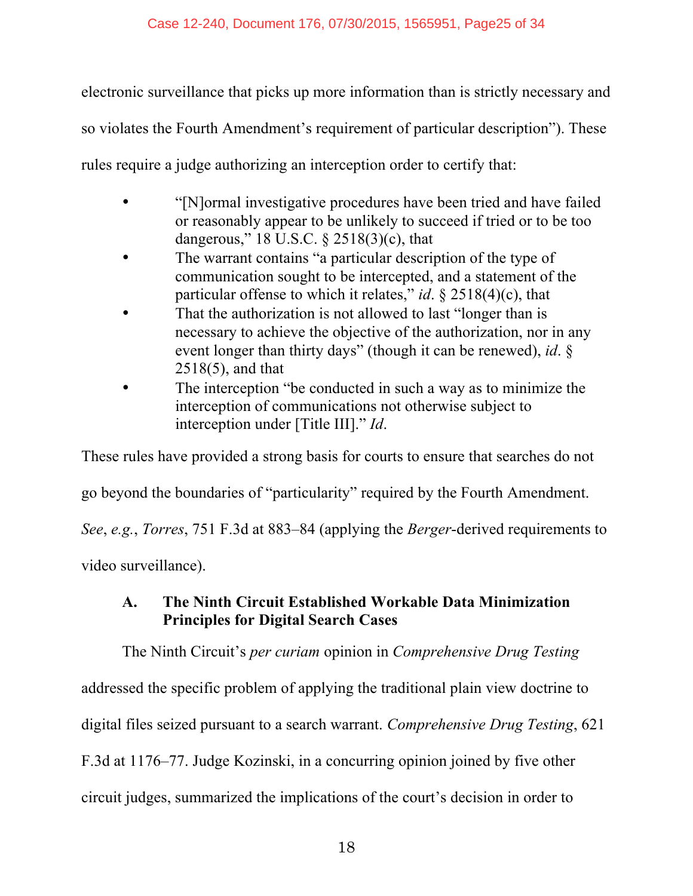electronic surveillance that picks up more information than is strictly necessary and so violates the Fourth Amendment's requirement of particular description"). These rules require a judge authorizing an interception order to certify that:

- "[N]ormal investigative procedures have been tried and have failed or reasonably appear to be unlikely to succeed if tried or to be too dangerous," 18 U.S.C. § 2518(3)(c), that
- The warrant contains "a particular description of the type of communication sought to be intercepted, and a statement of the particular offense to which it relates," *id*. § 2518(4)(c), that
- That the authorization is not allowed to last "longer than is necessary to achieve the objective of the authorization, nor in any event longer than thirty days" (though it can be renewed), *id*. § 2518(5), and that
- The interception "be conducted in such a way as to minimize the interception of communications not otherwise subject to interception under [Title III]." *Id*.

These rules have provided a strong basis for courts to ensure that searches do not go beyond the boundaries of "particularity" required by the Fourth Amendment. *See*, *e.g.*, *Torres*, 751 F.3d at 883–84 (applying the *Berger*-derived requirements to video surveillance).

### A. The Ninth Circuit Established Workable Data Minimization Principles for Digital Search Cases

The Ninth Circuit's *per curiam* opinion in *Comprehensive Drug Testing* addressed the specific problem of applying the traditional plain view doctrine to digital files seized pursuant to a search warrant. *Comprehensive Drug Testing*, 621 F.3d at 1176–77. Judge Kozinski, in a concurring opinion joined by five other circuit judges, summarized the implications of the court's decision in order to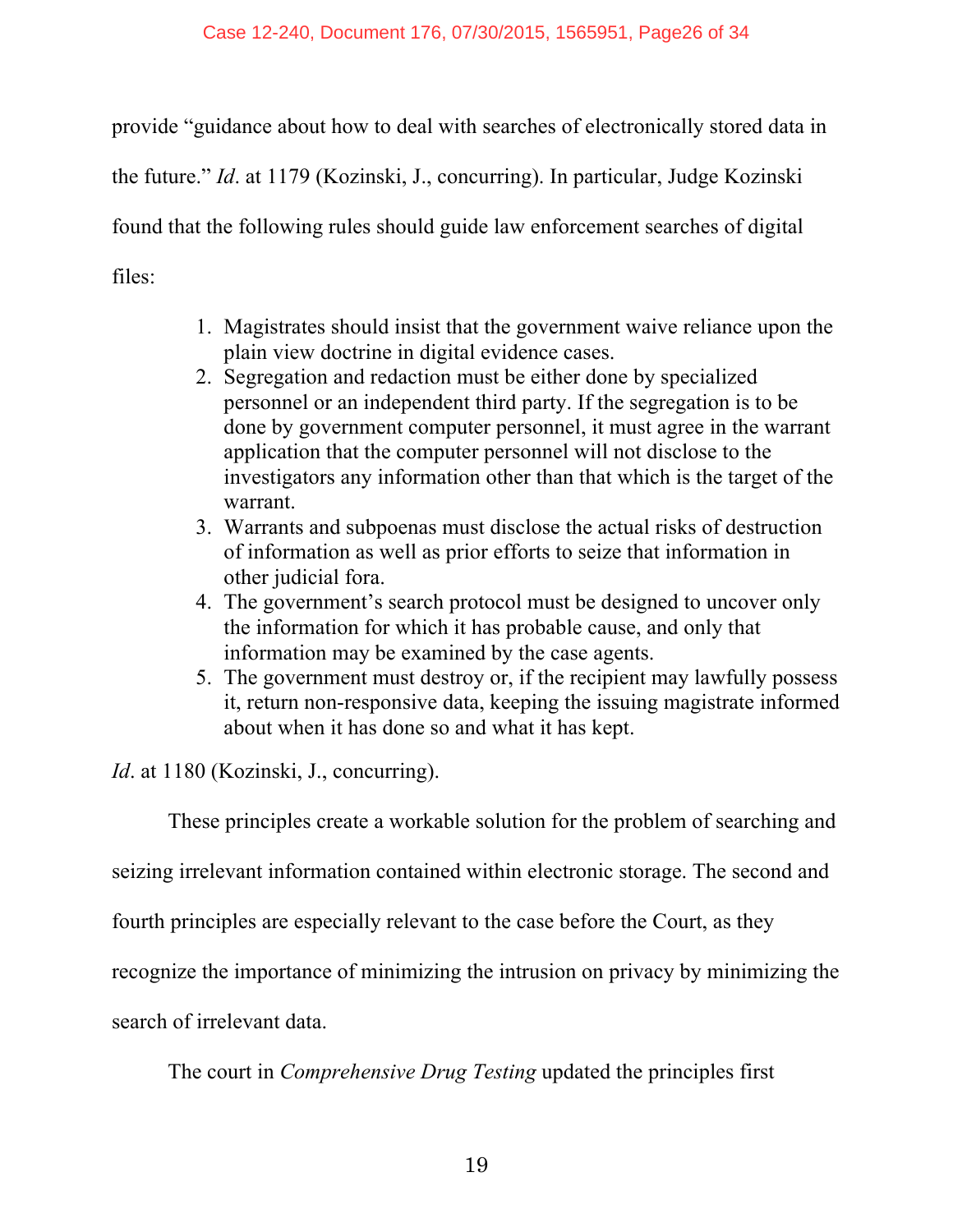provide "guidance about how to deal with searches of electronically stored data in the future." *Id*. at 1179 (Kozinski, J., concurring). In particular, Judge Kozinski found that the following rules should guide law enforcement searches of digital files:

> 1. Magistrates should insist that the government waive reliance upon the plain view doctrine in digital evidence cases.
> 2. Segregation and redaction must be either done by specialized personnel or an independent third party. If the segregation is to be done by government computer personnel, it must agree in the warrant application that the computer personnel will not disclose to the investigators any information other than that which is the target of the warrant.
> 3. Warrants and subpoenas must disclose the actual risks of destruction of information as well as prior efforts to seize that information in other judicial fora.
> 4. The government's search protocol must be designed to uncover only the information for which it has probable cause, and only that information may be examined by the case agents.
> 5. The government must destroy or, if the recipient may lawfully possess it, return non-responsive data, keeping the issuing magistrate informed about when it has done so and what it has kept.

*Id*. at 1180 (Kozinski, J., concurring).

These principles create a workable solution for the problem of searching and seizing irrelevant information contained within electronic storage. The second and fourth principles are especially relevant to the case before the Court, as they recognize the importance of minimizing the intrusion on privacy by minimizing the search of irrelevant data.

The court in *Comprehensive Drug Testing* updated the principles first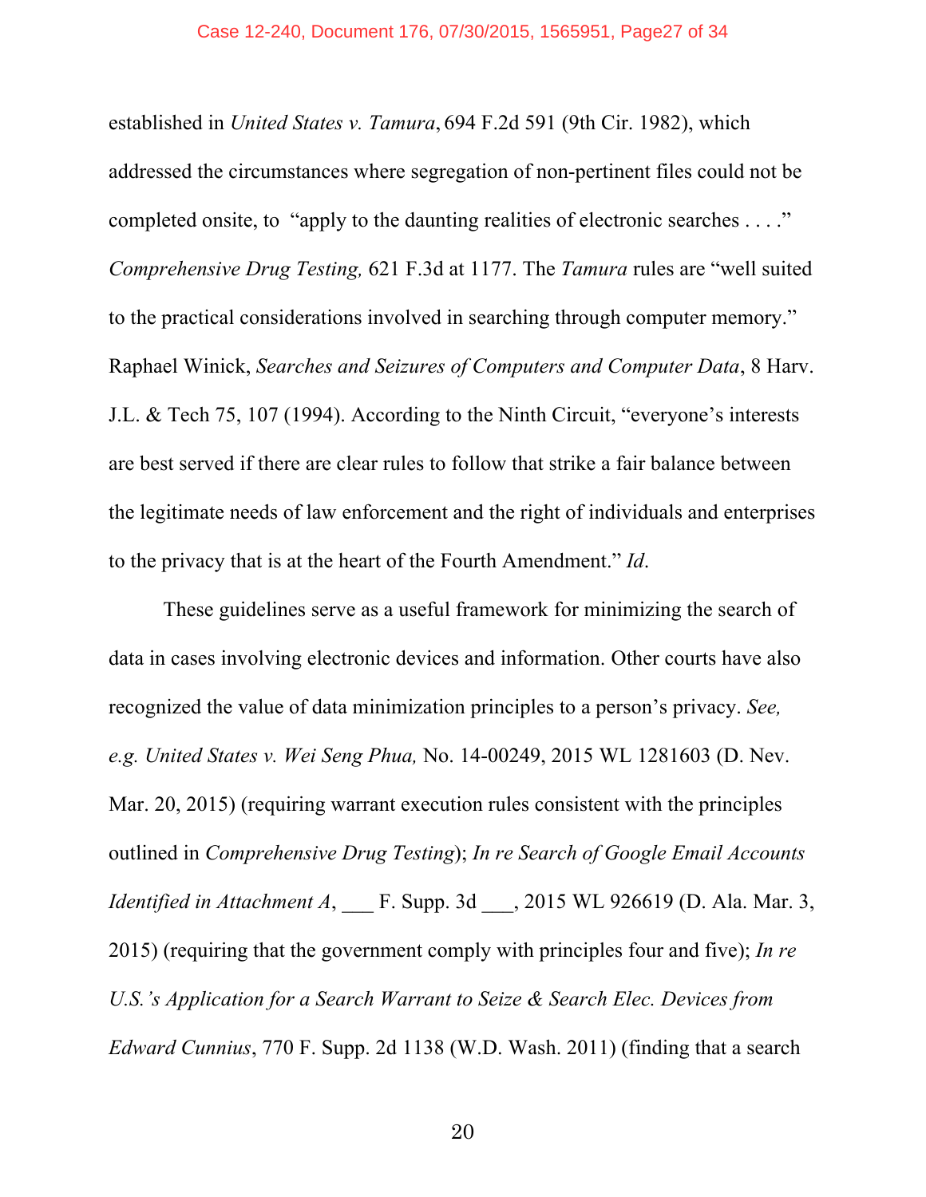established in *United States v. Tamura*, 694 F.2d 591 (9th Cir. 1982), which addressed the circumstances where segregation of non-pertinent files could not be completed onsite, to "apply to the daunting realities of electronic searches . . . ." *Comprehensive Drug Testing,* 621 F.3d at 1177. The *Tamura* rules are "well suited to the practical considerations involved in searching through computer memory." Raphael Winick, *Searches and Seizures of Computers and Computer Data*, 8 Harv. J.L. & Tech 75, 107 (1994). According to the Ninth Circuit, "everyone's interests are best served if there are clear rules to follow that strike a fair balance between the legitimate needs of law enforcement and the right of individuals and enterprises to the privacy that is at the heart of the Fourth Amendment." *Id*.

These guidelines serve as a useful framework for minimizing the search of data in cases involving electronic devices and information. Other courts have also recognized the value of data minimization principles to a person's privacy. *See, e.g. United States v. Wei Seng Phua,* No. 14-00249, 2015 WL 1281603 (D. Nev. Mar. 20, 2015) (requiring warrant execution rules consistent with the principles outlined in *Comprehensive Drug Testing*); *In re Search of Google Email Accounts Identified in Attachment A*, ___ F. Supp. 3d ___, 2015 WL 926619 (D. Ala. Mar. 3, 2015) (requiring that the government comply with principles four and five); *In re U.S.'s Application for a Search Warrant to Seize & Search Elec. Devices from Edward Cunnius*, 770 F. Supp. 2d 1138 (W.D. Wash. 2011) (finding that a search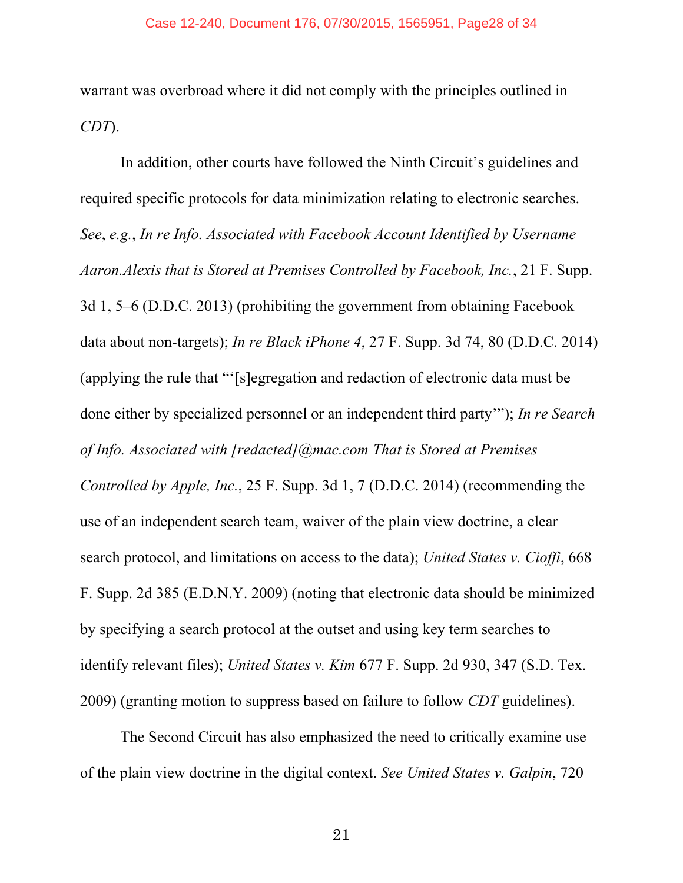warrant was overbroad where it did not comply with the principles outlined in *CDT*).

In addition, other courts have followed the Ninth Circuit's guidelines and required specific protocols for data minimization relating to electronic searches. *See*, *e.g.*, *In re Info. Associated with Facebook Account Identified by Username Aaron.Alexis that is Stored at Premises Controlled by Facebook, Inc.*, 21 F. Supp. 3d 1, 5–6 (D.D.C. 2013) (prohibiting the government from obtaining Facebook data about non-targets); *In re Black iPhone 4*, 27 F. Supp. 3d 74, 80 (D.D.C. 2014) (applying the rule that "'[s]egregation and redaction of electronic data must be done either by specialized personnel or an independent third party'"); *In re Search of Info. Associated with [redacted]@mac.com That is Stored at Premises Controlled by Apple, Inc.*, 25 F. Supp. 3d 1, 7 (D.D.C. 2014) (recommending the use of an independent search team, waiver of the plain view doctrine, a clear search protocol, and limitations on access to the data); *United States v. Cioffi*, 668 F. Supp. 2d 385 (E.D.N.Y. 2009) (noting that electronic data should be minimized by specifying a search protocol at the outset and using key term searches to identify relevant files); *United States v. Kim* 677 F. Supp. 2d 930, 347 (S.D. Tex. 2009) (granting motion to suppress based on failure to follow *CDT* guidelines).

The Second Circuit has also emphasized the need to critically examine use of the plain view doctrine in the digital context. *See United States v. Galpin*, 720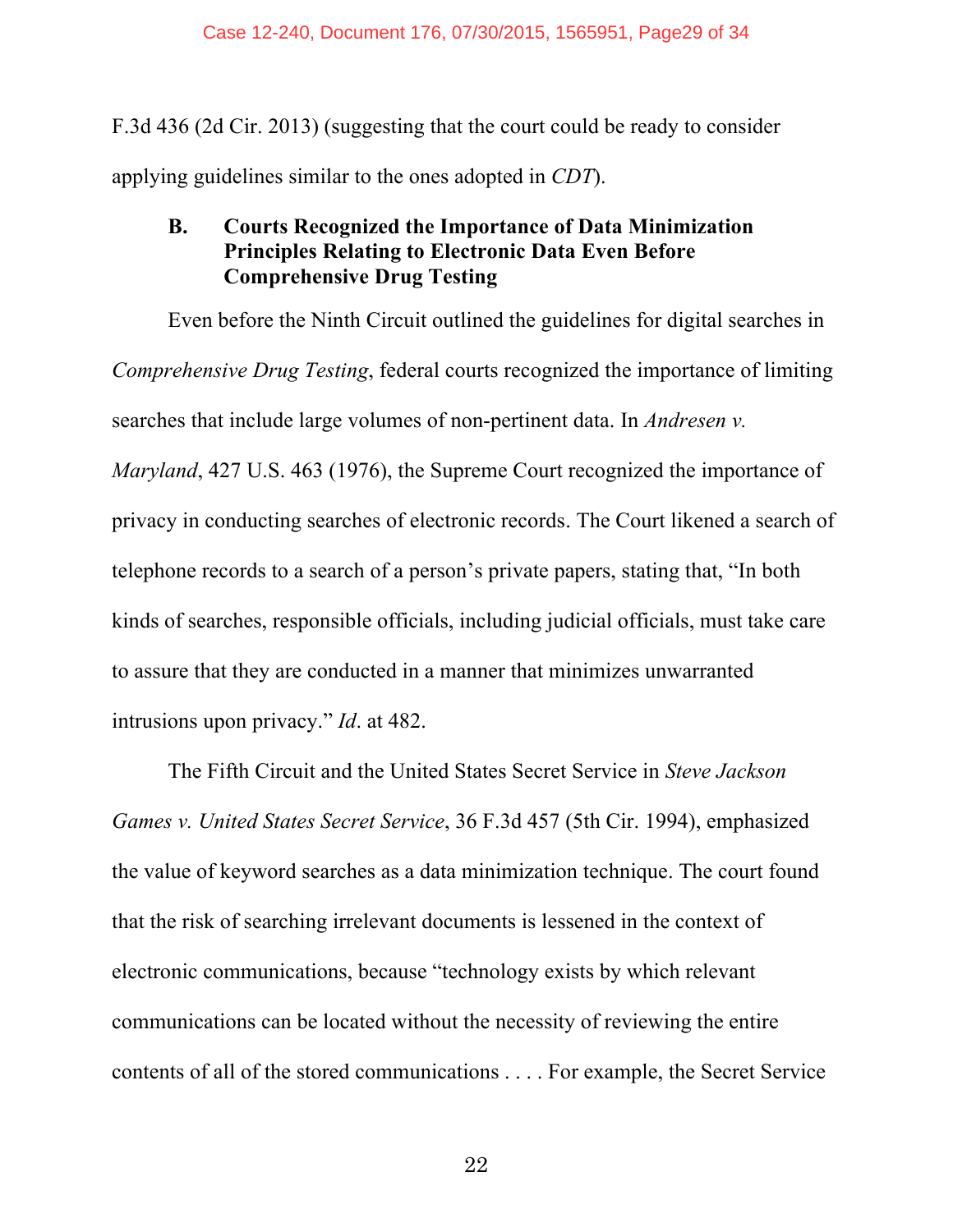F.3d 436 (2d Cir. 2013) (suggesting that the court could be ready to consider applying guidelines similar to the ones adopted in *CDT*).

### B. Courts Recognized the Importance of Data Minimization Principles Relating to Electronic Data Even Before Comprehensive Drug Testing

Even before the Ninth Circuit outlined the guidelines for digital searches in *Comprehensive Drug Testing*, federal courts recognized the importance of limiting searches that include large volumes of non-pertinent data. In *Andresen v. Maryland*, 427 U.S. 463 (1976), the Supreme Court recognized the importance of privacy in conducting searches of electronic records. The Court likened a search of telephone records to a search of a person's private papers, stating that, "In both kinds of searches, responsible officials, including judicial officials, must take care to assure that they are conducted in a manner that minimizes unwarranted intrusions upon privacy." *Id*. at 482.

The Fifth Circuit and the United States Secret Service in *Steve Jackson Games v. United States Secret Service*, 36 F.3d 457 (5th Cir. 1994), emphasized the value of keyword searches as a data minimization technique. The court found that the risk of searching irrelevant documents is lessened in the context of electronic communications, because "technology exists by which relevant communications can be located without the necessity of reviewing the entire contents of all of the stored communications . . . . For example, the Secret Service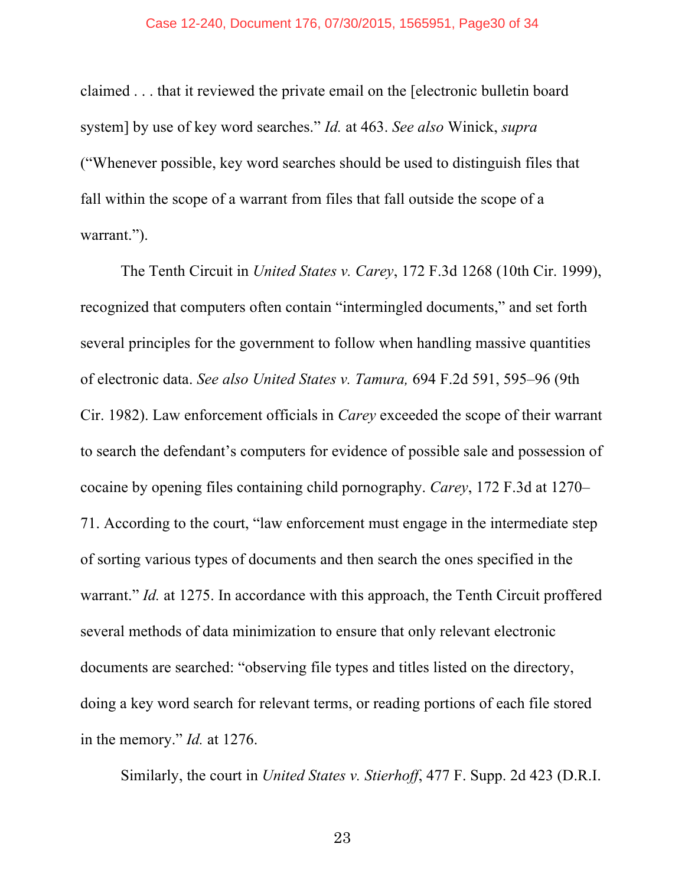claimed . . . that it reviewed the private email on the [electronic bulletin board system] by use of key word searches." *Id.* at 463. *See also* Winick, *supra* ("Whenever possible, key word searches should be used to distinguish files that fall within the scope of a warrant from files that fall outside the scope of a warrant.").

The Tenth Circuit in *United States v. Carey*, 172 F.3d 1268 (10th Cir. 1999), recognized that computers often contain "intermingled documents," and set forth several principles for the government to follow when handling massive quantities of electronic data. *See also United States v. Tamura,* 694 F.2d 591, 595–96 (9th Cir. 1982). Law enforcement officials in *Carey* exceeded the scope of their warrant to search the defendant's computers for evidence of possible sale and possession of cocaine by opening files containing child pornography. *Carey*, 172 F.3d at 1270–71. According to the court, "law enforcement must engage in the intermediate step of sorting various types of documents and then search the ones specified in the warrant." *Id.* at 1275. In accordance with this approach, the Tenth Circuit proffered several methods of data minimization to ensure that only relevant electronic documents are searched: "observing file types and titles listed on the directory, doing a key word search for relevant terms, or reading portions of each file stored in the memory." *Id.* at 1276.

Similarly, the court in *United States v. Stierhoff*, 477 F. Supp. 2d 423 (D.R.I.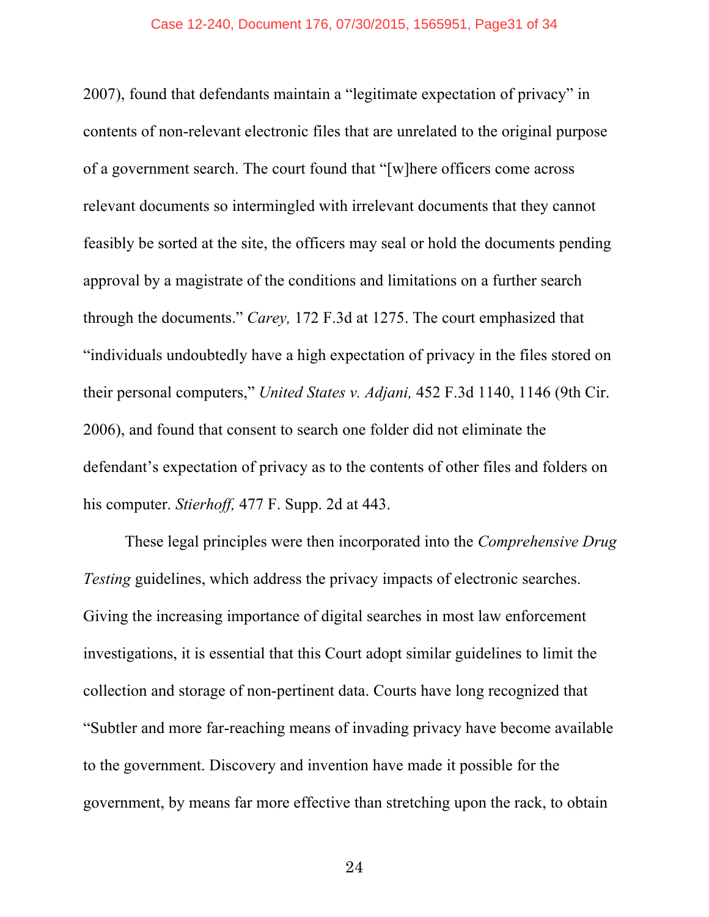2007), found that defendants maintain a "legitimate expectation of privacy" in contents of non-relevant electronic files that are unrelated to the original purpose of a government search. The court found that "[w]here officers come across relevant documents so intermingled with irrelevant documents that they cannot feasibly be sorted at the site, the officers may seal or hold the documents pending approval by a magistrate of the conditions and limitations on a further search through the documents." *Carey,* 172 F.3d at 1275. The court emphasized that "individuals undoubtedly have a high expectation of privacy in the files stored on their personal computers," *United States v. Adjani,* 452 F.3d 1140, 1146 (9th Cir. 2006), and found that consent to search one folder did not eliminate the defendant's expectation of privacy as to the contents of other files and folders on his computer. *Stierhoff,* 477 F. Supp. 2d at 443.

These legal principles were then incorporated into the *Comprehensive Drug Testing* guidelines, which address the privacy impacts of electronic searches. Giving the increasing importance of digital searches in most law enforcement investigations, it is essential that this Court adopt similar guidelines to limit the collection and storage of non-pertinent data. Courts have long recognized that "Subtler and more far-reaching means of invading privacy have become available to the government. Discovery and invention have made it possible for the government, by means far more effective than stretching upon the rack, to obtain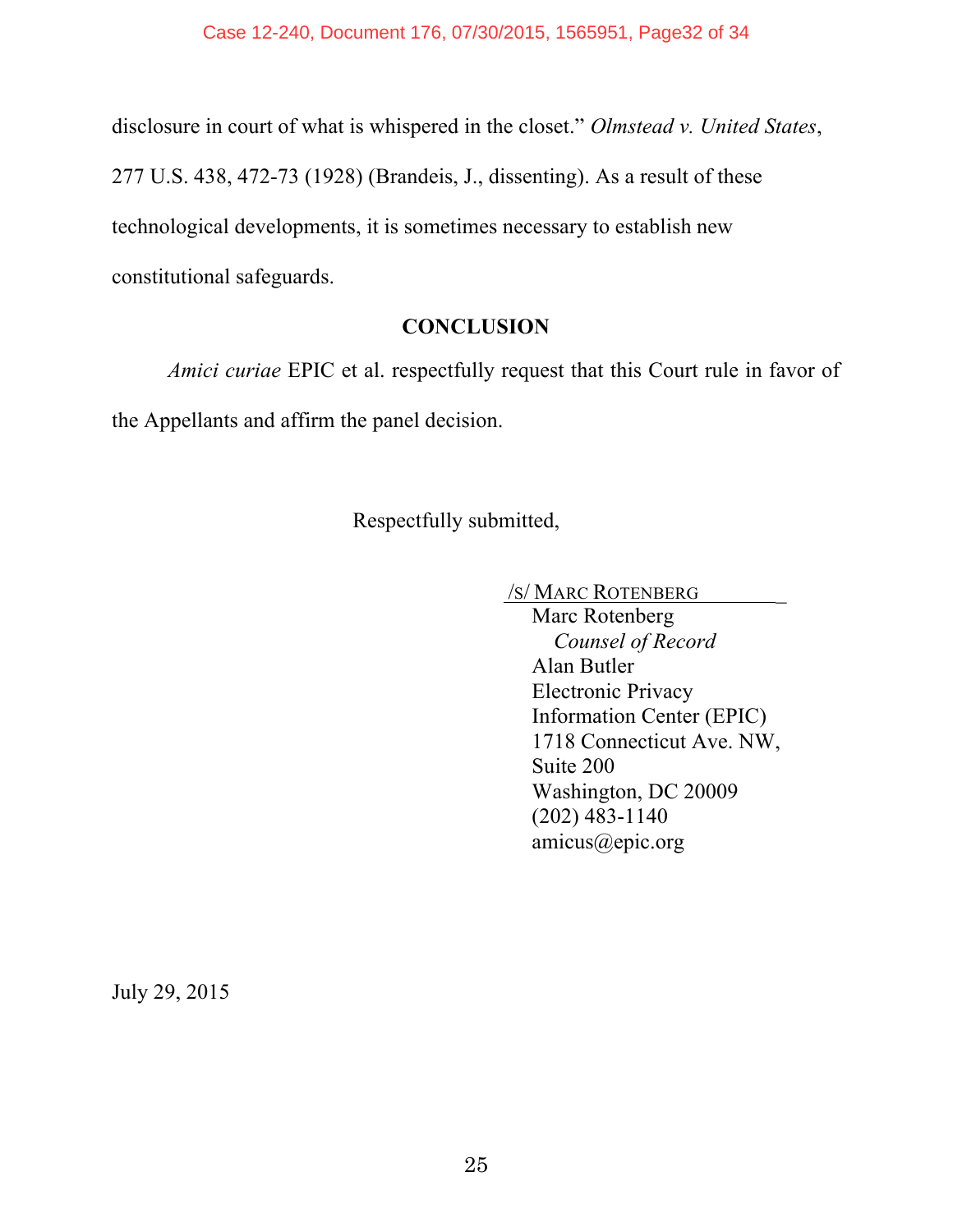disclosure in court of what is whispered in the closet." *Olmstead v. United States*, 277 U.S. 438, 472-73 (1928) (Brandeis, J., dissenting). As a result of these technological developments, it is sometimes necessary to establish new constitutional safeguards.

## CONCLUSION

*Amici curiae* EPIC et al. respectfully request that this Court rule in favor of the Appellants and affirm the panel decision.

Respectfully submitted,

/S/ MARC ROTENBERG
Marc Rotenberg
*Counsel of Record*
Alan Butler
Electronic Privacy
Information Center (EPIC)
1718 Connecticut Ave. NW,
Suite 200
Washington, DC 20009
(202) 483-1140
amicus@epic.org

July 29, 2015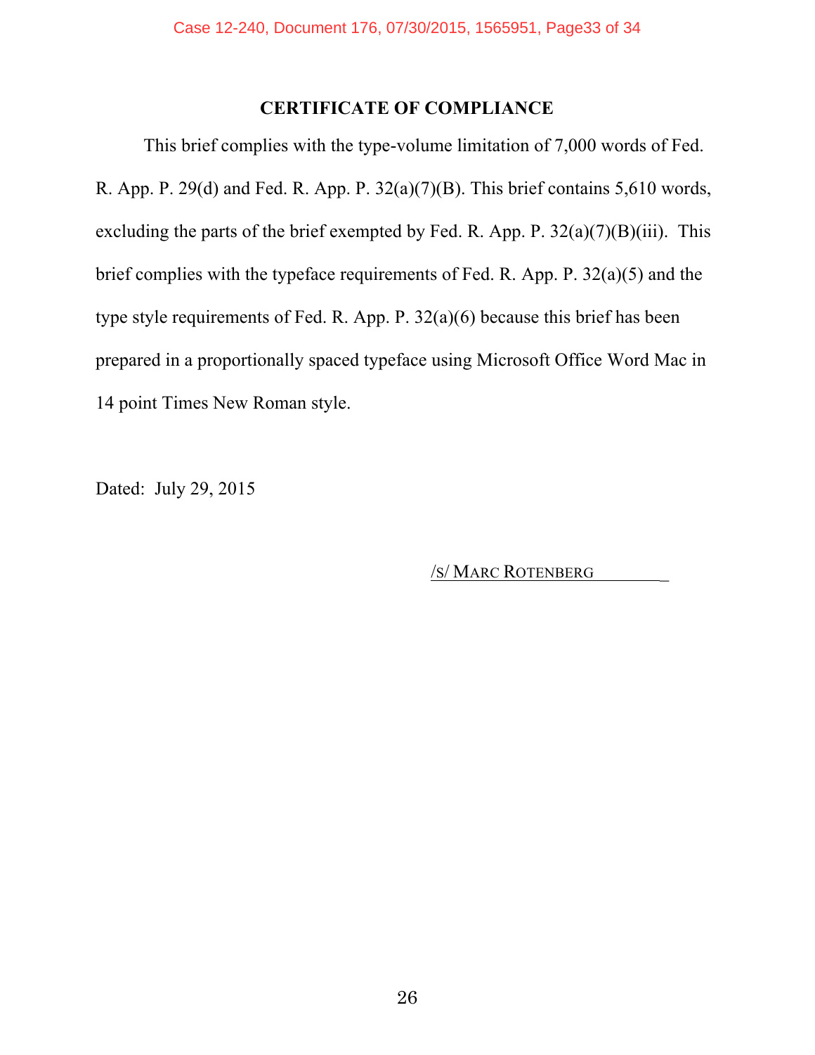## CERTIFICATE OF COMPLIANCE

This brief complies with the type-volume limitation of 7,000 words of Fed. R. App. P. 29(d) and Fed. R. App. P. 32(a)(7)(B). This brief contains 5,610 words, excluding the parts of the brief exempted by Fed. R. App. P. 32(a)(7)(B)(iii). This brief complies with the typeface requirements of Fed. R. App. P. 32(a)(5) and the type style requirements of Fed. R. App. P. 32(a)(6) because this brief has been prepared in a proportionally spaced typeface using Microsoft Office Word Mac in 14 point Times New Roman style.

Dated: July 29, 2015

/S/ MARC ROTENBERG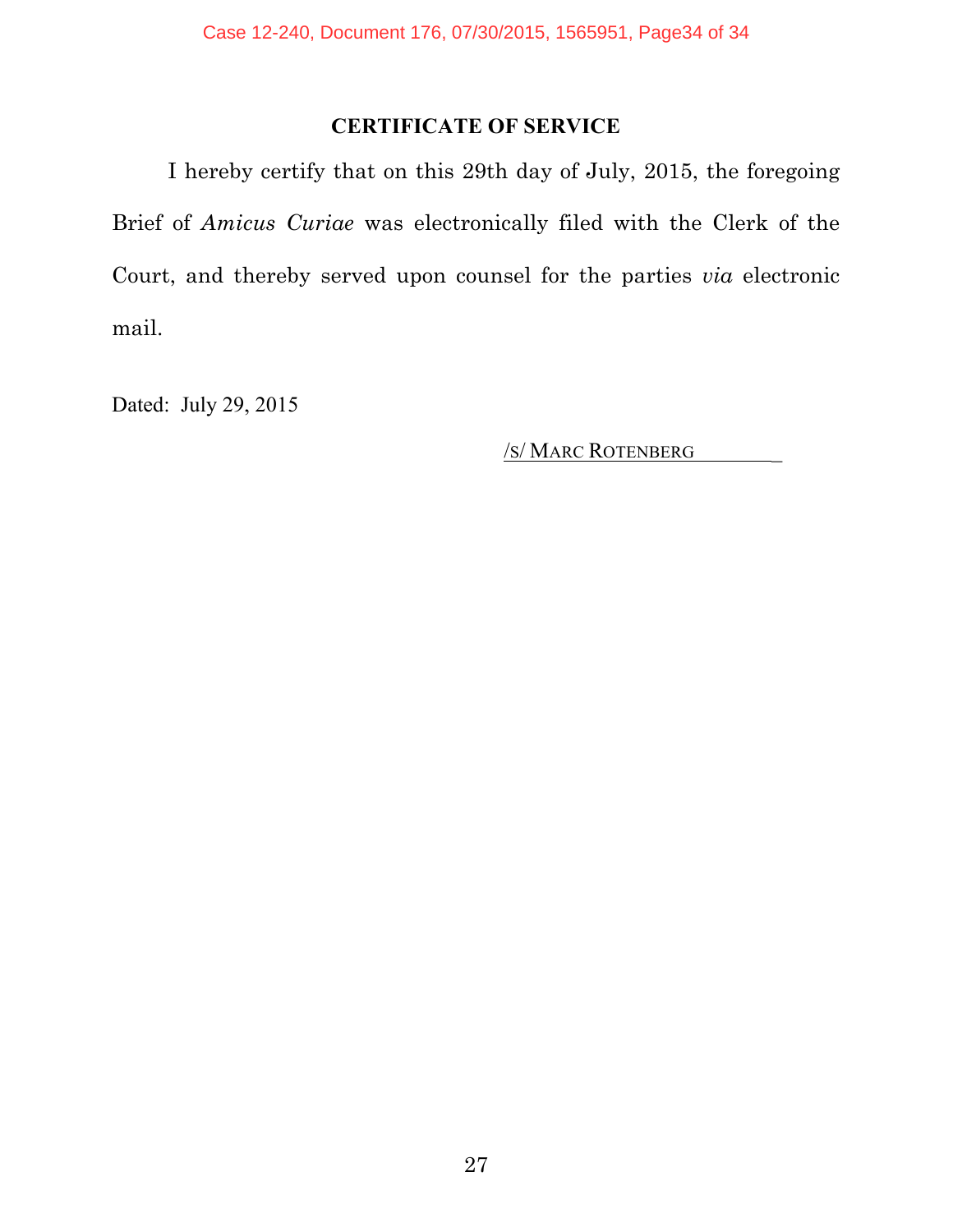## CERTIFICATE OF SERVICE

I hereby certify that on this 29th day of July, 2015, the foregoing Brief of *Amicus Curiae* was electronically filed with the Clerk of the Court, and thereby served upon counsel for the parties *via* electronic mail.

Dated: July 29, 2015

/S/ MARC ROTENBERG